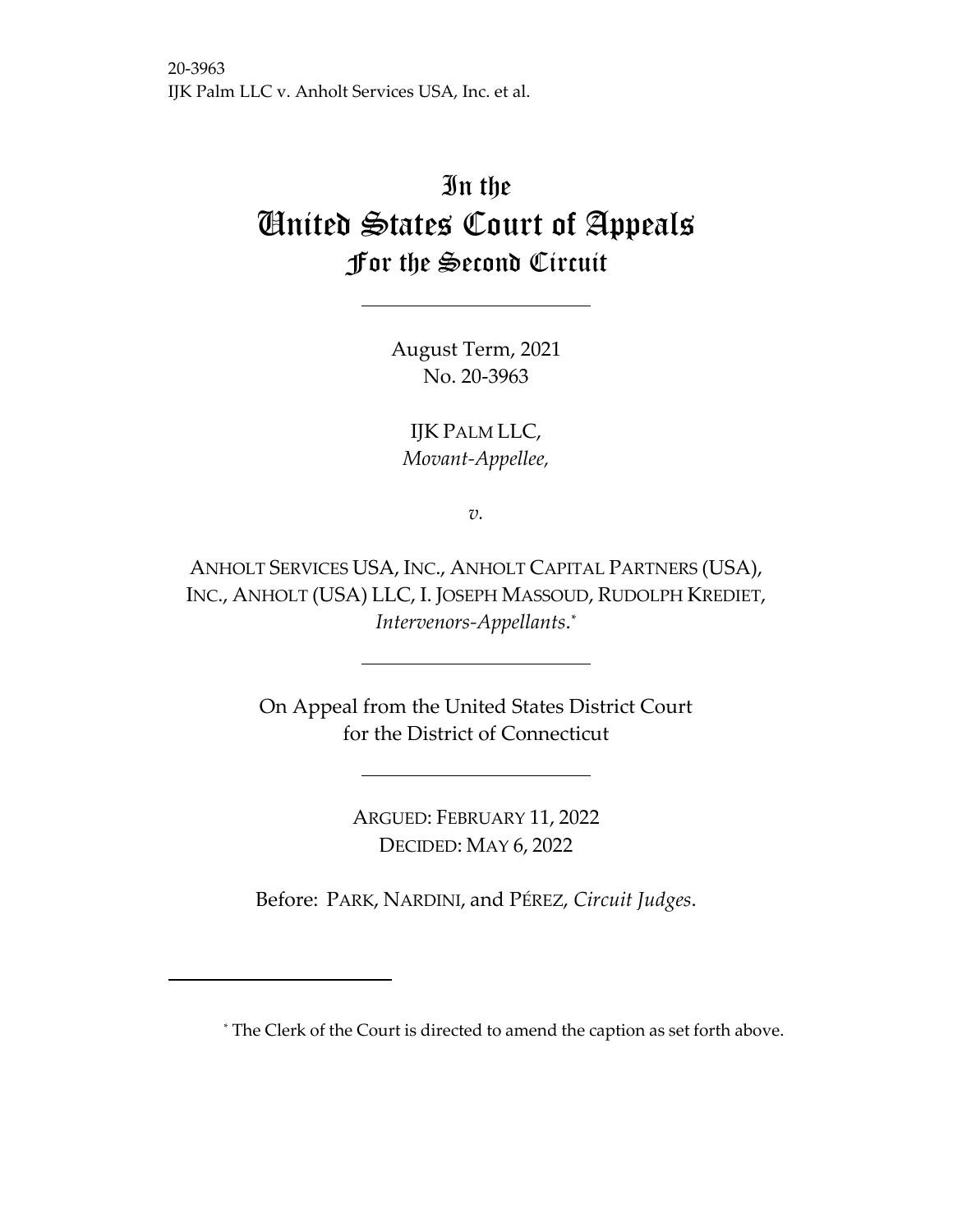20-3963
IJK Palm LLC v. Anholt Services USA, Inc. et al.

# In the United States Court of Appeals For the Second Circuit

August Term, 2021
No. 20-3963

IJK PALM LLC,
*Movant-Appellee,*

*v.*

ANHOLT SERVICES USA, INC., ANHOLT CAPITAL PARTNERS (USA), INC., ANHOLT (USA) LLC, I. JOSEPH MASSOUD, RUDOLPH KREDIET,
*Intervenors-Appellants*.*

On Appeal from the United States District Court
for the District of Connecticut

ARGUED: FEBRUARY 11, 2022
DECIDED: MAY 6, 2022

Before: PARK, NARDINI, and PÉREZ, *Circuit Judges*.

* The Clerk of the Court is directed to amend the caption as set forth above.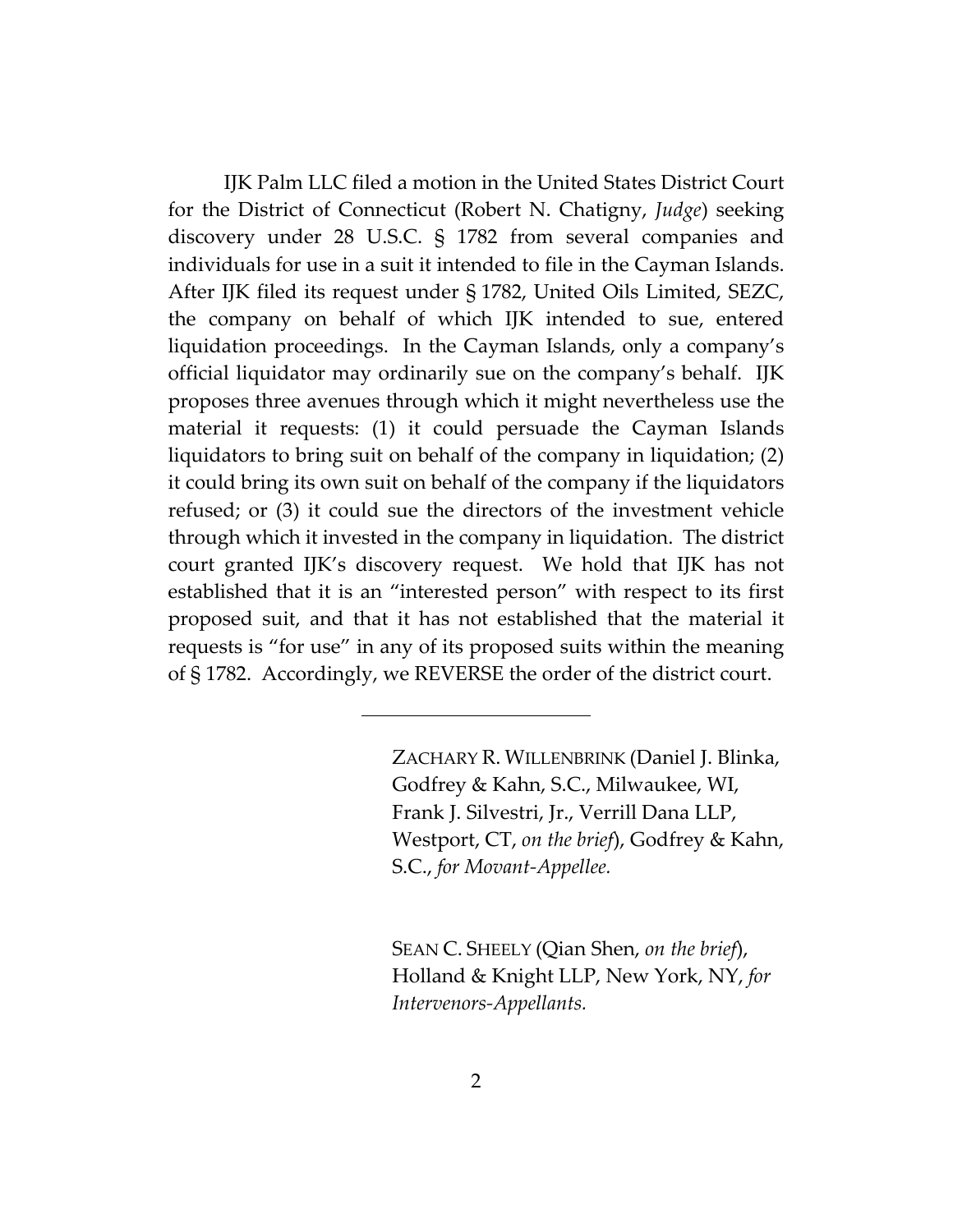IJK Palm LLC filed a motion in the United States District Court for the District of Connecticut (Robert N. Chatigny, *Judge*) seeking discovery under 28 U.S.C. § 1782 from several companies and individuals for use in a suit it intended to file in the Cayman Islands. After IJK filed its request under § 1782, United Oils Limited, SEZC, the company on behalf of which IJK intended to sue, entered liquidation proceedings. In the Cayman Islands, only a company's official liquidator may ordinarily sue on the company's behalf. IJK proposes three avenues through which it might nevertheless use the material it requests: (1) it could persuade the Cayman Islands liquidators to bring suit on behalf of the company in liquidation; (2) it could bring its own suit on behalf of the company if the liquidators refused; or (3) it could sue the directors of the investment vehicle through which it invested in the company in liquidation. The district court granted IJK's discovery request. We hold that IJK has not established that it is an "interested person" with respect to its first proposed suit, and that it has not established that the material it requests is "for use" in any of its proposed suits within the meaning of § 1782. Accordingly, we REVERSE the order of the district court.

---

ZACHARY R. WILLENBRINK (Daniel J. Blinka, Godfrey & Kahn, S.C., Milwaukee, WI, Frank J. Silvestri, Jr., Verrill Dana LLP, Westport, CT, *on the brief*), Godfrey & Kahn, S.C., *for Movant-Appellee.*

SEAN C. SHEELY (Qian Shen, *on the brief*), Holland & Knight LLP, New York, NY, *for Intervenors-Appellants.*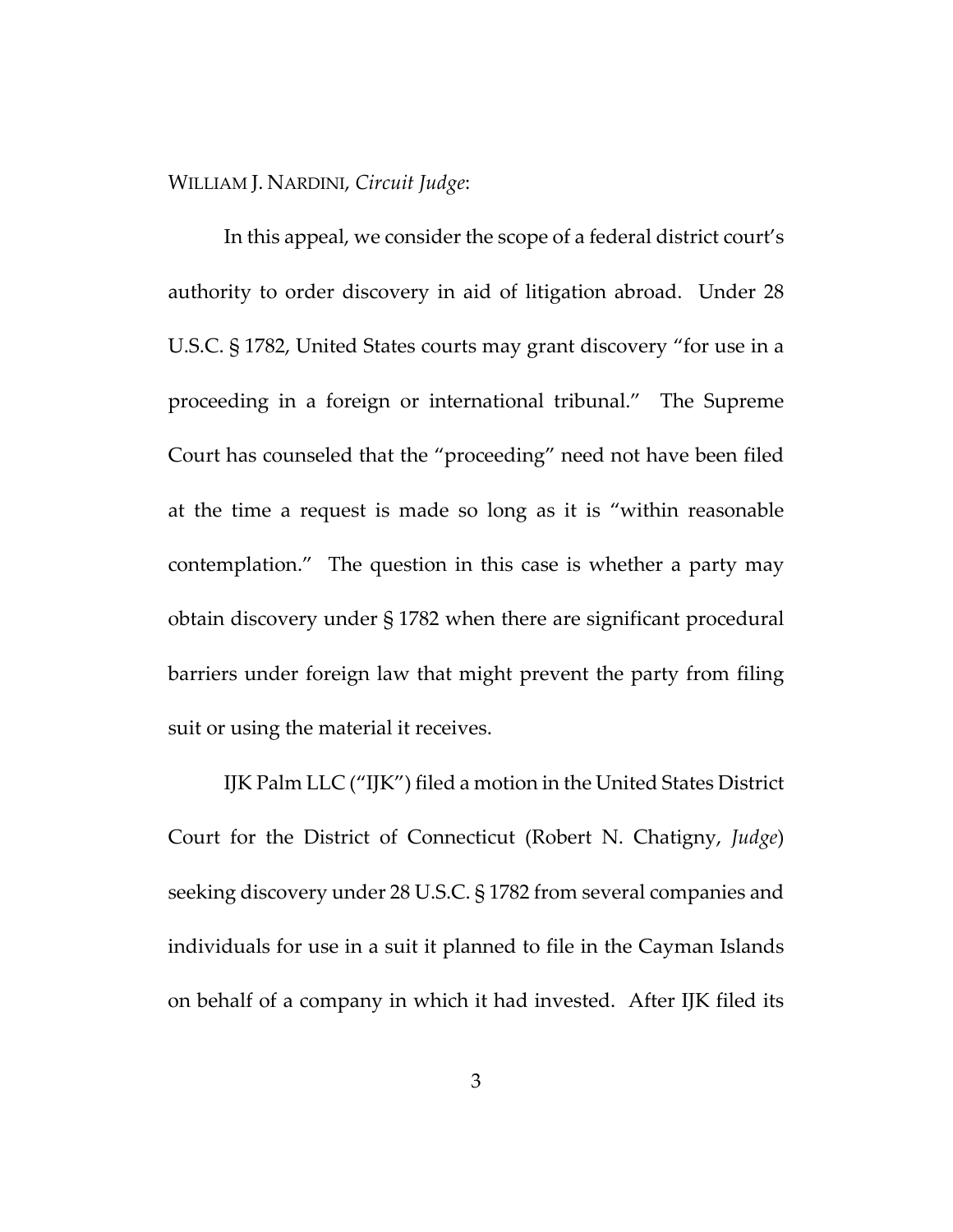WILLIAM J. NARDINI, *Circuit Judge*:

In this appeal, we consider the scope of a federal district court's authority to order discovery in aid of litigation abroad. Under 28 U.S.C. § 1782, United States courts may grant discovery "for use in a proceeding in a foreign or international tribunal." The Supreme Court has counseled that the "proceeding" need not have been filed at the time a request is made so long as it is "within reasonable contemplation." The question in this case is whether a party may obtain discovery under § 1782 when there are significant procedural barriers under foreign law that might prevent the party from filing suit or using the material it receives.

IJK Palm LLC ("IJK") filed a motion in the United States District Court for the District of Connecticut (Robert N. Chatigny, *Judge*) seeking discovery under 28 U.S.C. § 1782 from several companies and individuals for use in a suit it planned to file in the Cayman Islands on behalf of a company in which it had invested. After IJK filed its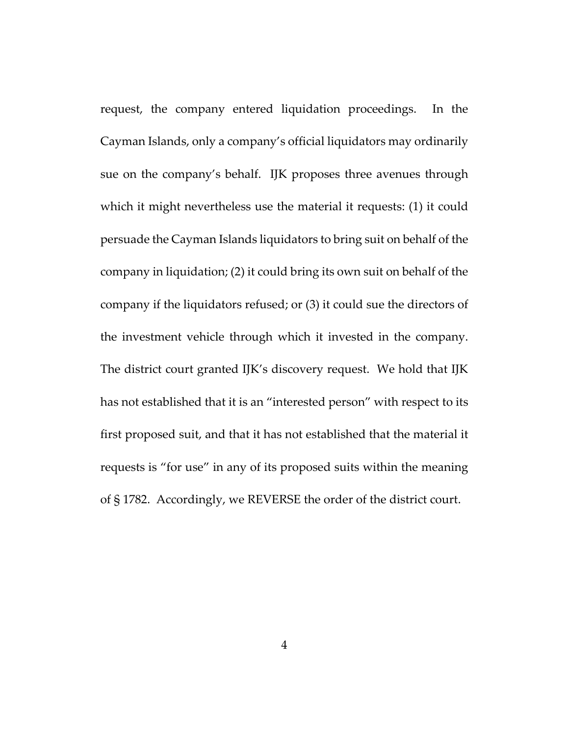request, the company entered liquidation proceedings. In the Cayman Islands, only a company's official liquidators may ordinarily sue on the company's behalf. IJK proposes three avenues through which it might nevertheless use the material it requests: (1) it could persuade the Cayman Islands liquidators to bring suit on behalf of the company in liquidation; (2) it could bring its own suit on behalf of the company if the liquidators refused; or (3) it could sue the directors of the investment vehicle through which it invested in the company. The district court granted IJK's discovery request. We hold that IJK has not established that it is an "interested person" with respect to its first proposed suit, and that it has not established that the material it requests is "for use" in any of its proposed suits within the meaning of § 1782. Accordingly, we REVERSE the order of the district court.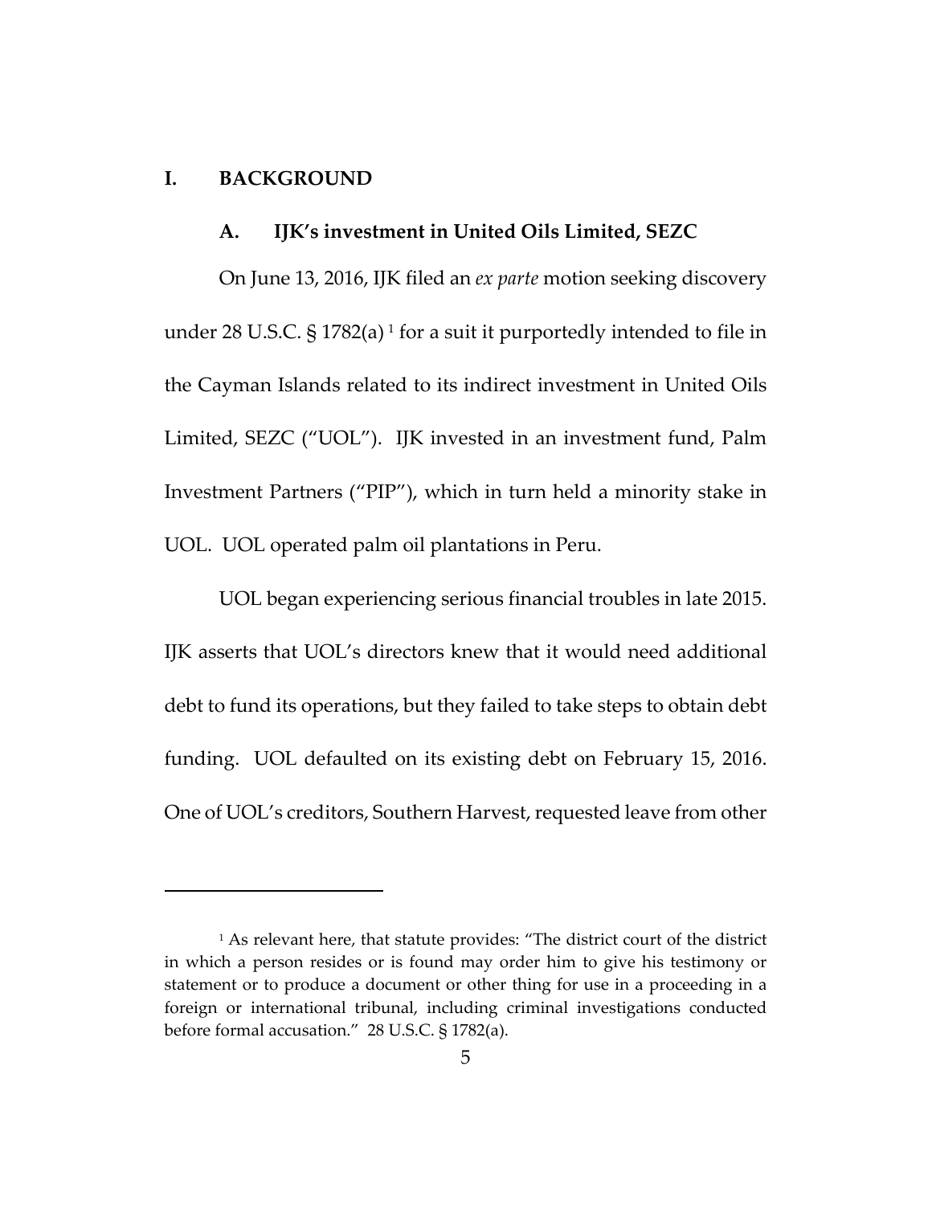## I. BACKGROUND

### A. IJK's investment in United Oils Limited, SEZC

On June 13, 2016, IJK filed an *ex parte* motion seeking discovery under 28 U.S.C. § 1782(a) [1] for a suit it purportedly intended to file in the Cayman Islands related to its indirect investment in United Oils Limited, SEZC ("UOL"). IJK invested in an investment fund, Palm Investment Partners ("PIP"), which in turn held a minority stake in UOL. UOL operated palm oil plantations in Peru.

UOL began experiencing serious financial troubles in late 2015. IJK asserts that UOL's directors knew that it would need additional debt to fund its operations, but they failed to take steps to obtain debt funding. UOL defaulted on its existing debt on February 15, 2016. One of UOL's creditors, Southern Harvest, requested leave from other

---

[1] As relevant here, that statute provides: "The district court of the district in which a person resides or is found may order him to give his testimony or statement or to produce a document or other thing for use in a proceeding in a foreign or international tribunal, including criminal investigations conducted before formal accusation." 28 U.S.C. § 1782(a).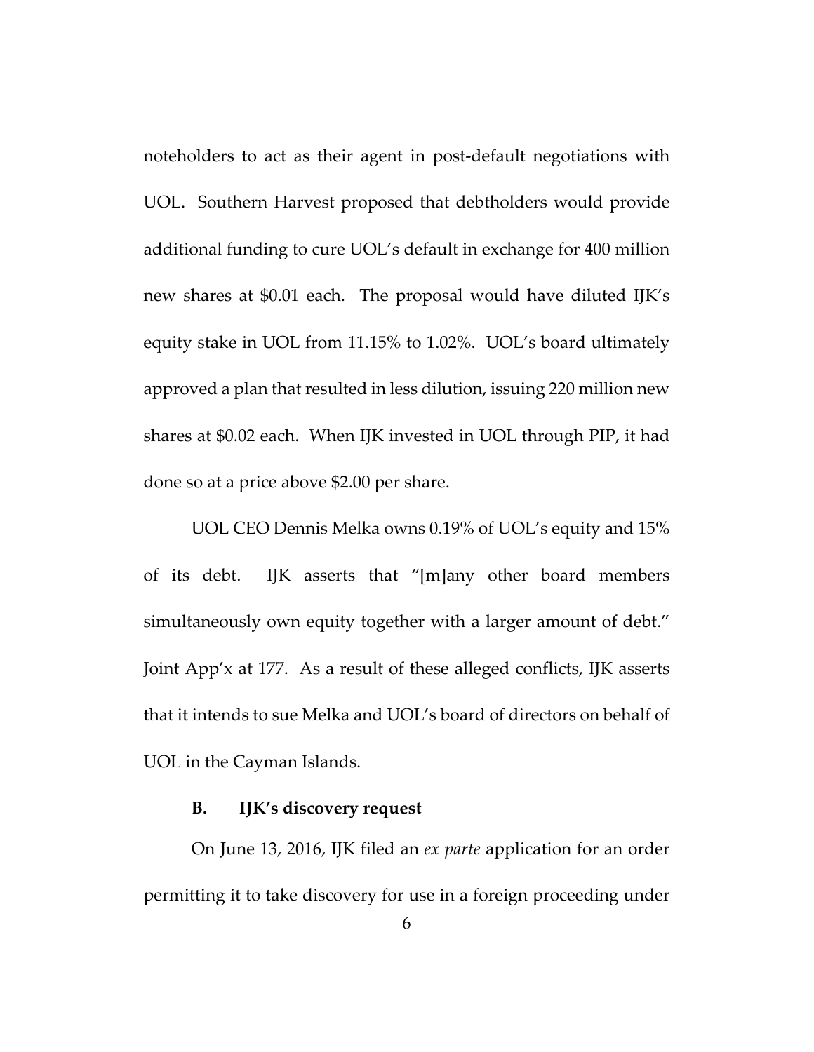noteholders to act as their agent in post-default negotiations with UOL. Southern Harvest proposed that debtholders would provide additional funding to cure UOL's default in exchange for 400 million new shares at $0.01 each. The proposal would have diluted IJK's equity stake in UOL from 11.15% to 1.02%. UOL's board ultimately approved a plan that resulted in less dilution, issuing 220 million new shares at $0.02 each. When IJK invested in UOL through PIP, it had done so at a price above $2.00 per share.

UOL CEO Dennis Melka owns 0.19% of UOL's equity and 15% of its debt. IJK asserts that "[m]any other board members simultaneously own equity together with a larger amount of debt." Joint App'x at 177. As a result of these alleged conflicts, IJK asserts that it intends to sue Melka and UOL's board of directors on behalf of UOL in the Cayman Islands.

### B. IJK's discovery request

On June 13, 2016, IJK filed an *ex parte* application for an order permitting it to take discovery for use in a foreign proceeding under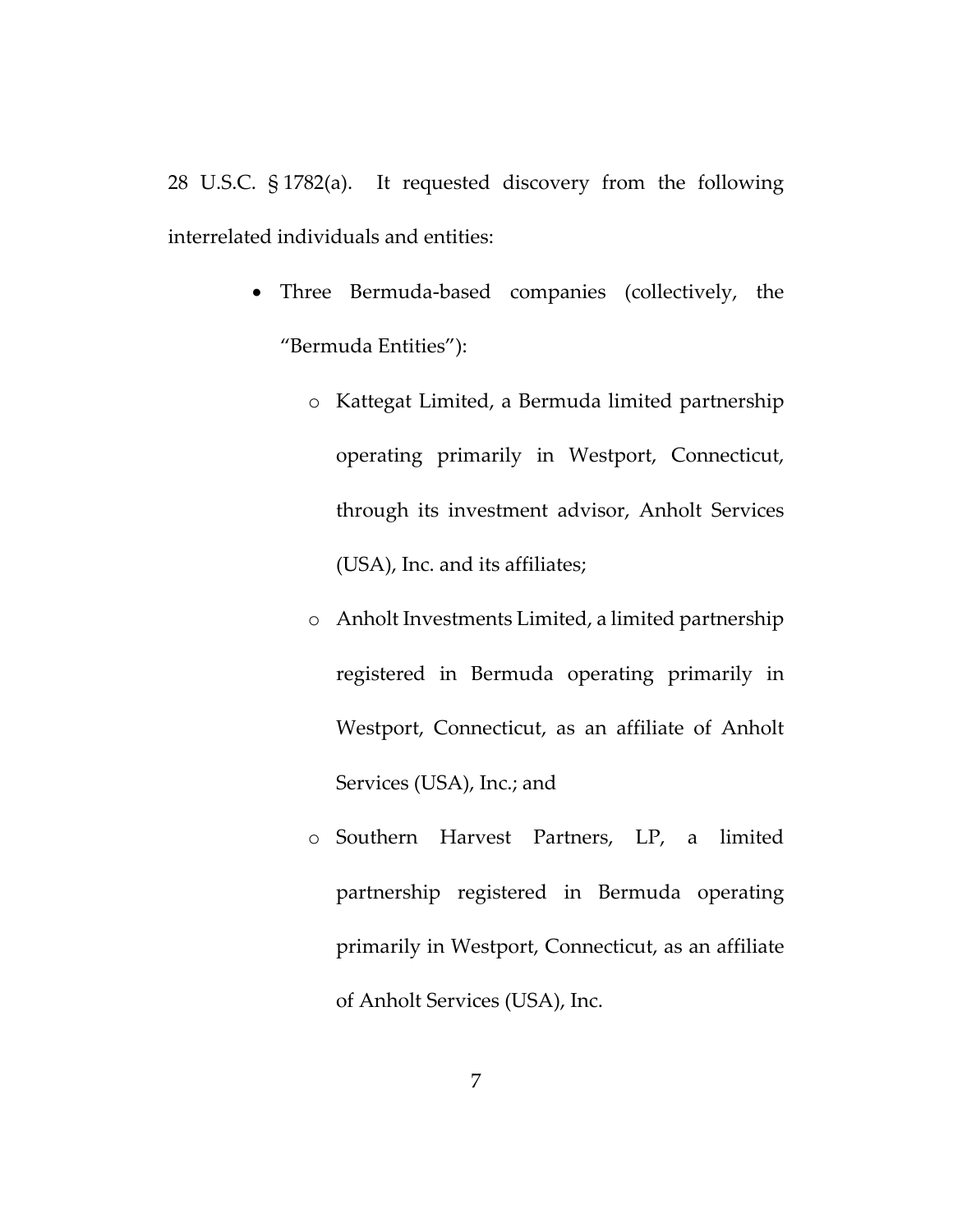28 U.S.C. § 1782(a). It requested discovery from the following interrelated individuals and entities:

- Three Bermuda-based companies (collectively, the "Bermuda Entities"):
    - Kattegat Limited, a Bermuda limited partnership operating primarily in Westport, Connecticut, through its investment advisor, Anholt Services (USA), Inc. and its affiliates;
    - Anholt Investments Limited, a limited partnership registered in Bermuda operating primarily in Westport, Connecticut, as an affiliate of Anholt Services (USA), Inc.; and
    - Southern Harvest Partners, LP, a limited partnership registered in Bermuda operating primarily in Westport, Connecticut, as an affiliate of Anholt Services (USA), Inc.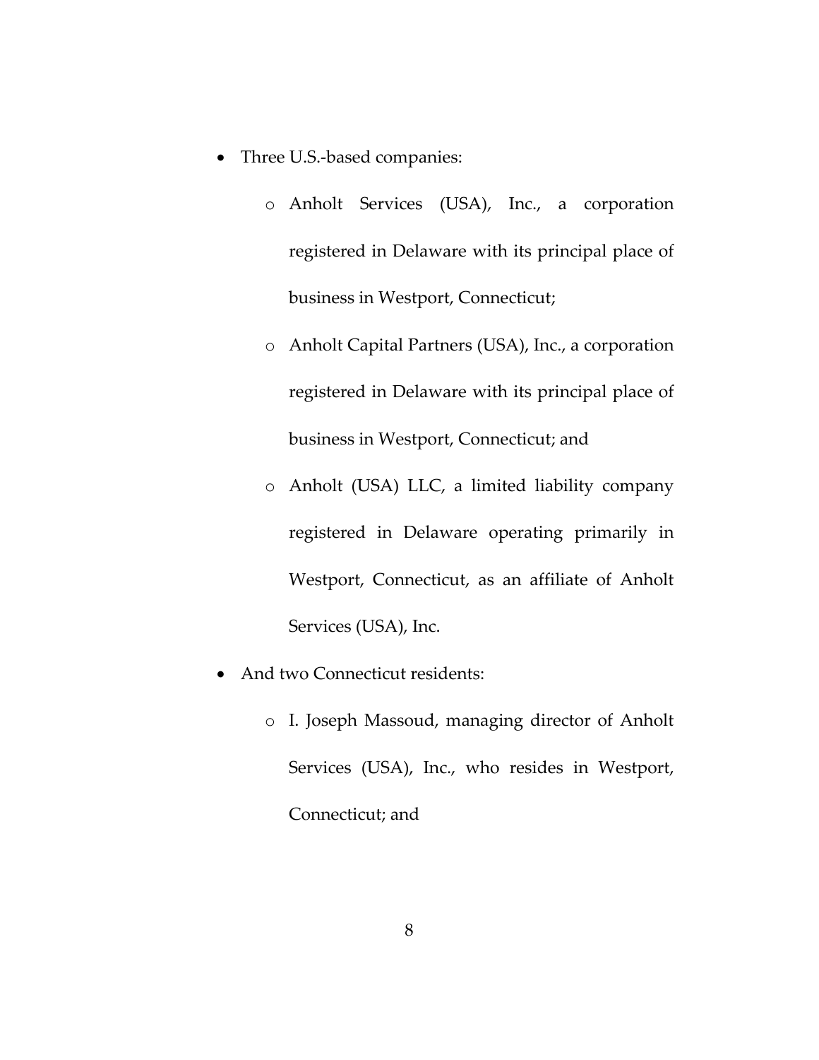- Three U.S.-based companies:
  - Anholt Services (USA), Inc., a corporation registered in Delaware with its principal place of business in Westport, Connecticut;
  - Anholt Capital Partners (USA), Inc., a corporation registered in Delaware with its principal place of business in Westport, Connecticut; and
  - Anholt (USA) LLC, a limited liability company registered in Delaware operating primarily in Westport, Connecticut, as an affiliate of Anholt Services (USA), Inc.
- And two Connecticut residents:
  - I. Joseph Massoud, managing director of Anholt Services (USA), Inc., who resides in Westport, Connecticut; and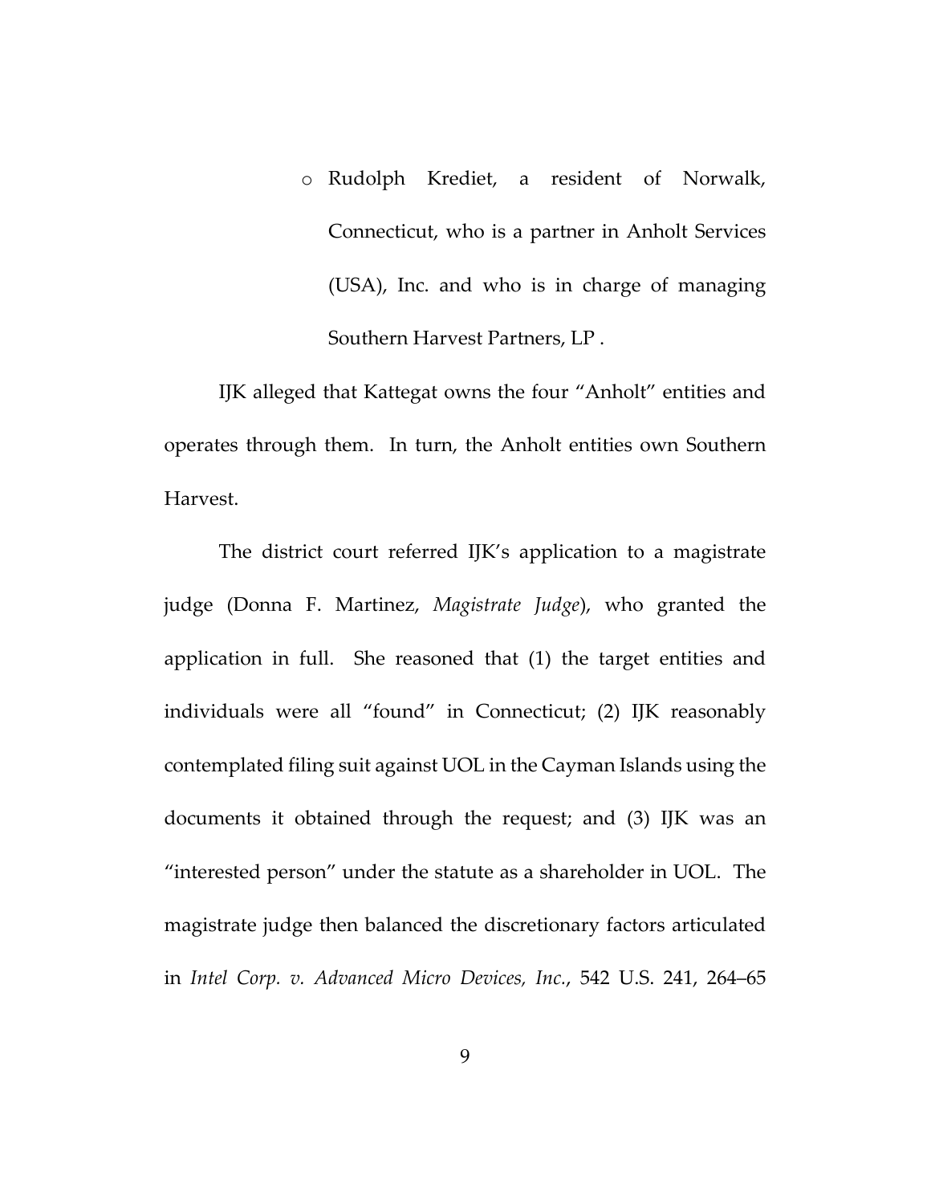- Rudolph Krediet, a resident of Norwalk, Connecticut, who is a partner in Anholt Services (USA), Inc. and who is in charge of managing Southern Harvest Partners, LP .

IJK alleged that Kattegat owns the four "Anholt" entities and operates through them. In turn, the Anholt entities own Southern Harvest.

The district court referred IJK's application to a magistrate judge (Donna F. Martinez, *Magistrate Judge*), who granted the application in full. She reasoned that (1) the target entities and individuals were all "found" in Connecticut; (2) IJK reasonably contemplated filing suit against UOL in the Cayman Islands using the documents it obtained through the request; and (3) IJK was an "interested person" under the statute as a shareholder in UOL. The magistrate judge then balanced the discretionary factors articulated in *Intel Corp. v. Advanced Micro Devices, Inc.*, 542 U.S. 241, 264–65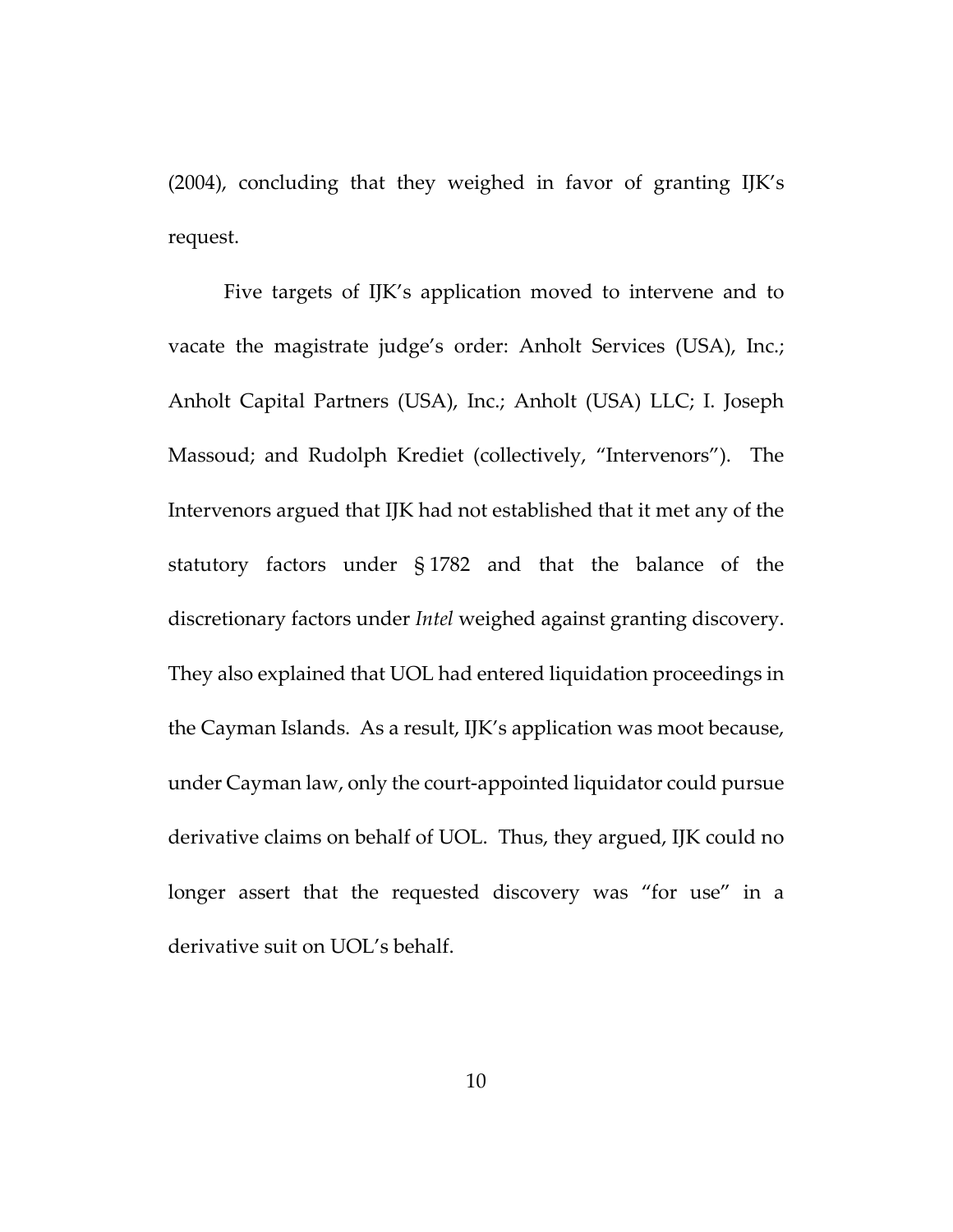(2004), concluding that they weighed in favor of granting IJK's request.

Five targets of IJK's application moved to intervene and to vacate the magistrate judge's order: Anholt Services (USA), Inc.; Anholt Capital Partners (USA), Inc.; Anholt (USA) LLC; I. Joseph Massoud; and Rudolph Krediet (collectively, "Intervenors"). The Intervenors argued that IJK had not established that it met any of the statutory factors under § 1782 and that the balance of the discretionary factors under *Intel* weighed against granting discovery. They also explained that UOL had entered liquidation proceedings in the Cayman Islands. As a result, IJK's application was moot because, under Cayman law, only the court-appointed liquidator could pursue derivative claims on behalf of UOL. Thus, they argued, IJK could no longer assert that the requested discovery was "for use" in a derivative suit on UOL's behalf.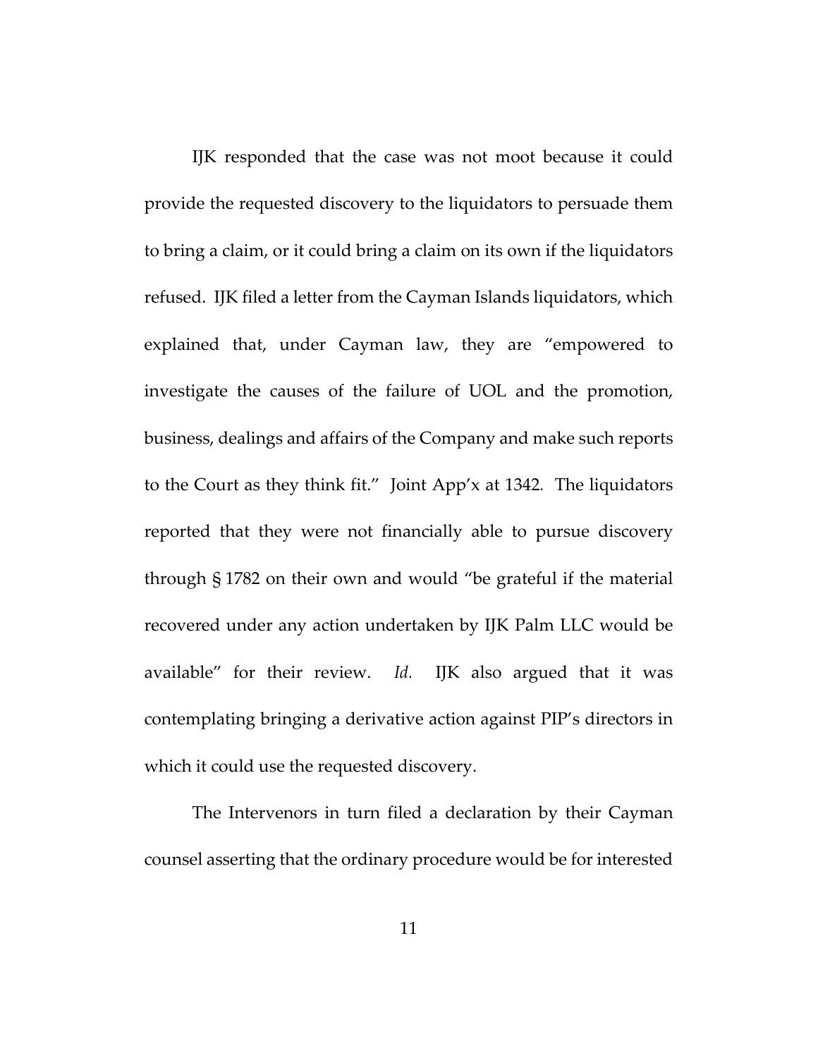IJK responded that the case was not moot because it could provide the requested discovery to the liquidators to persuade them to bring a claim, or it could bring a claim on its own if the liquidators refused. IJK filed a letter from the Cayman Islands liquidators, which explained that, under Cayman law, they are "empowered to investigate the causes of the failure of UOL and the promotion, business, dealings and affairs of the Company and make such reports to the Court as they think fit." Joint App'x at 1342. The liquidators reported that they were not financially able to pursue discovery through § 1782 on their own and would "be grateful if the material recovered under any action undertaken by IJK Palm LLC would be available" for their review. *Id.* IJK also argued that it was contemplating bringing a derivative action against PIP's directors in which it could use the requested discovery.

The Intervenors in turn filed a declaration by their Cayman counsel asserting that the ordinary procedure would be for interested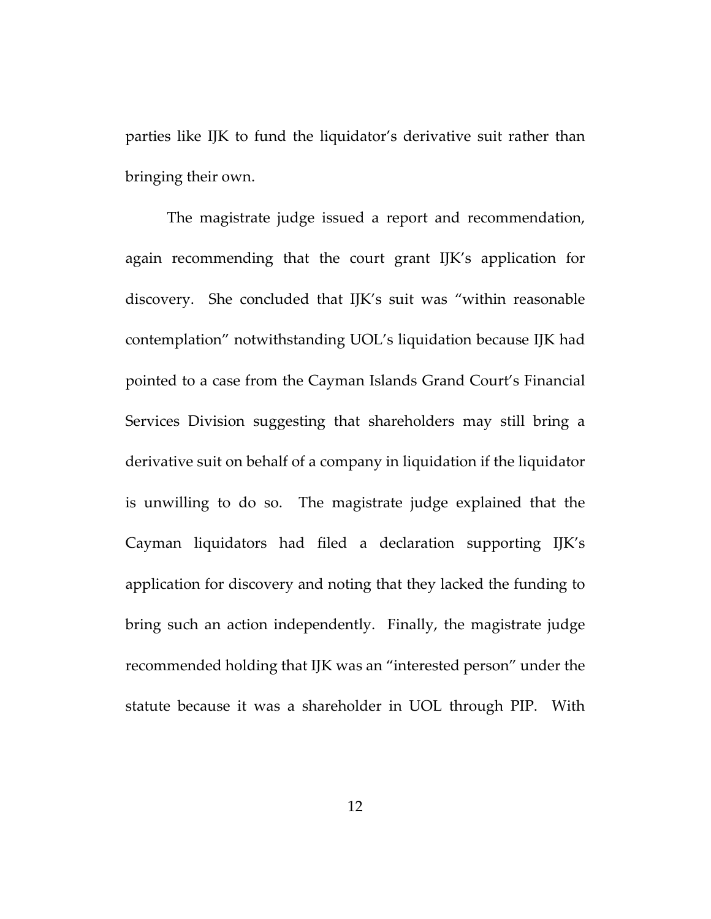parties like IJK to fund the liquidator's derivative suit rather than bringing their own.

The magistrate judge issued a report and recommendation, again recommending that the court grant IJK's application for discovery. She concluded that IJK's suit was "within reasonable contemplation" notwithstanding UOL's liquidation because IJK had pointed to a case from the Cayman Islands Grand Court's Financial Services Division suggesting that shareholders may still bring a derivative suit on behalf of a company in liquidation if the liquidator is unwilling to do so. The magistrate judge explained that the Cayman liquidators had filed a declaration supporting IJK's application for discovery and noting that they lacked the funding to bring such an action independently. Finally, the magistrate judge recommended holding that IJK was an "interested person" under the statute because it was a shareholder in UOL through PIP. With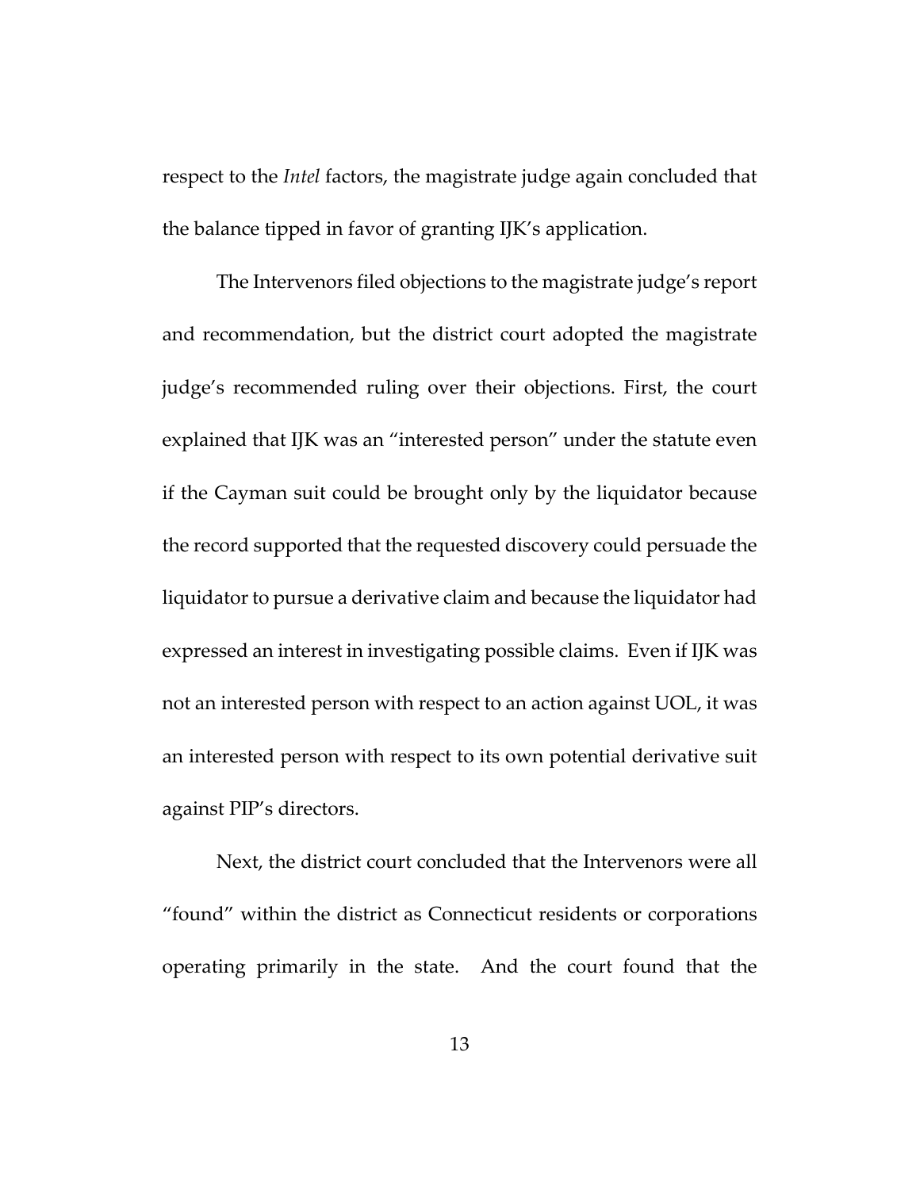respect to the *Intel* factors, the magistrate judge again concluded that the balance tipped in favor of granting IJK's application.

The Intervenors filed objections to the magistrate judge's report and recommendation, but the district court adopted the magistrate judge's recommended ruling over their objections. First, the court explained that IJK was an "interested person" under the statute even if the Cayman suit could be brought only by the liquidator because the record supported that the requested discovery could persuade the liquidator to pursue a derivative claim and because the liquidator had expressed an interest in investigating possible claims. Even if IJK was not an interested person with respect to an action against UOL, it was an interested person with respect to its own potential derivative suit against PIP's directors.

Next, the district court concluded that the Intervenors were all "found" within the district as Connecticut residents or corporations operating primarily in the state. And the court found that the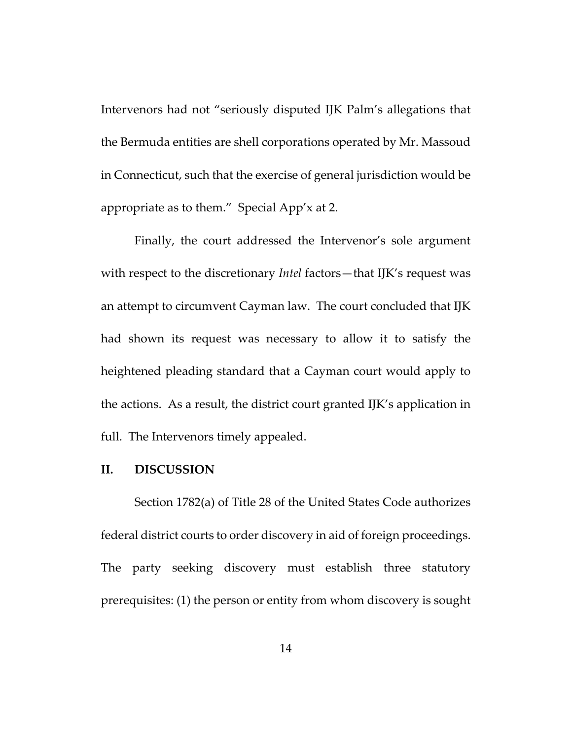Intervenors had not "seriously disputed IJK Palm's allegations that the Bermuda entities are shell corporations operated by Mr. Massoud in Connecticut, such that the exercise of general jurisdiction would be appropriate as to them." Special App'x at 2.

Finally, the court addressed the Intervenor's sole argument with respect to the discretionary *Intel* factors—that IJK's request was an attempt to circumvent Cayman law. The court concluded that IJK had shown its request was necessary to allow it to satisfy the heightened pleading standard that a Cayman court would apply to the actions. As a result, the district court granted IJK's application in full. The Intervenors timely appealed.

## II. DISCUSSION

Section 1782(a) of Title 28 of the United States Code authorizes federal district courts to order discovery in aid of foreign proceedings. The party seeking discovery must establish three statutory prerequisites: (1) the person or entity from whom discovery is sought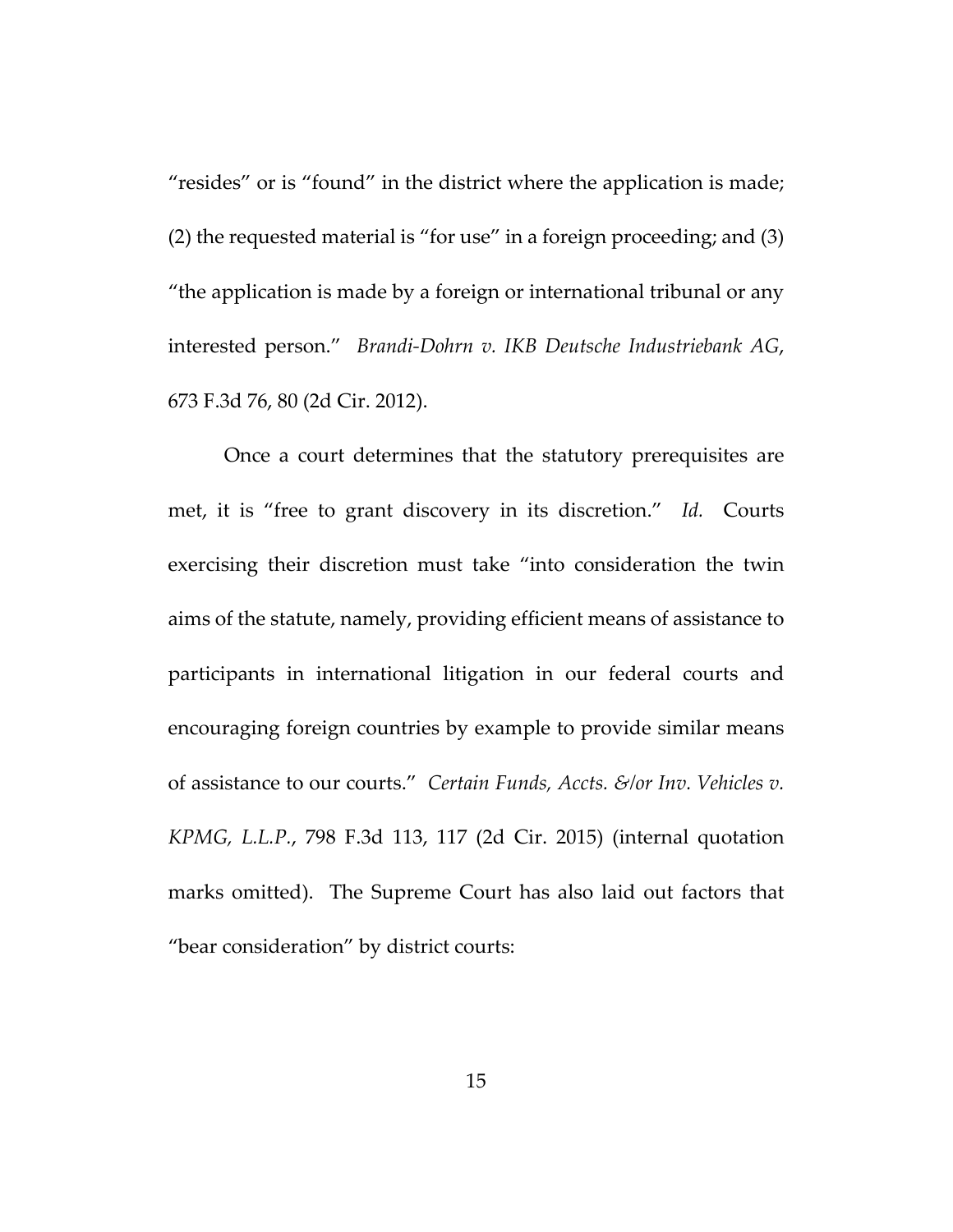"resides" or is "found" in the district where the application is made; (2) the requested material is "for use" in a foreign proceeding; and (3) "the application is made by a foreign or international tribunal or any interested person." *Brandi-Dohrn v. IKB Deutsche Industriebank AG*, 673 F.3d 76, 80 (2d Cir. 2012).

Once a court determines that the statutory prerequisites are met, it is "free to grant discovery in its discretion." *Id.* Courts exercising their discretion must take "into consideration the twin aims of the statute, namely, providing efficient means of assistance to participants in international litigation in our federal courts and encouraging foreign countries by example to provide similar means of assistance to our courts." *Certain Funds, Accts. &/or Inv. Vehicles v. KPMG, L.L.P.*, 798 F.3d 113, 117 (2d Cir. 2015) (internal quotation marks omitted). The Supreme Court has also laid out factors that "bear consideration" by district courts: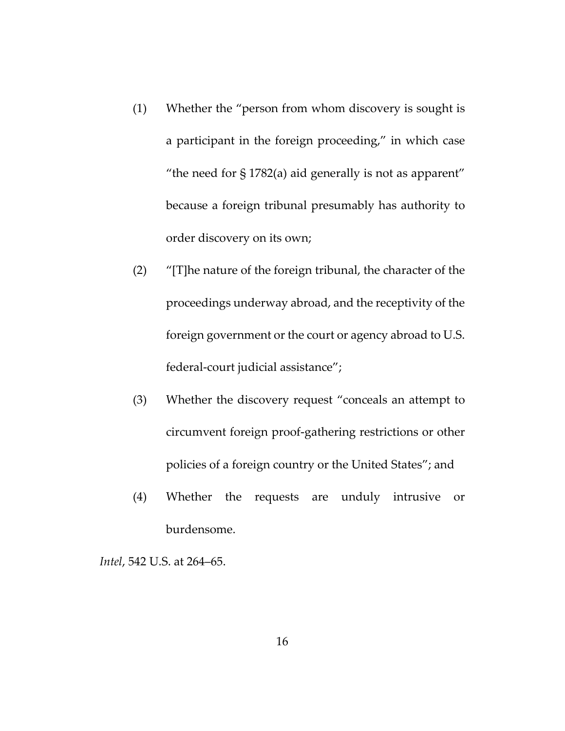(1) Whether the "person from whom discovery is sought is a participant in the foreign proceeding," in which case "the need for § 1782(a) aid generally is not as apparent" because a foreign tribunal presumably has authority to order discovery on its own;

(2) "[T]he nature of the foreign tribunal, the character of the proceedings underway abroad, and the receptivity of the foreign government or the court or agency abroad to U.S. federal-court judicial assistance";

(3) Whether the discovery request "conceals an attempt to circumvent foreign proof-gathering restrictions or other policies of a foreign country or the United States"; and

(4) Whether the requests are unduly intrusive or burdensome.

*Intel*, 542 U.S. at 264–65.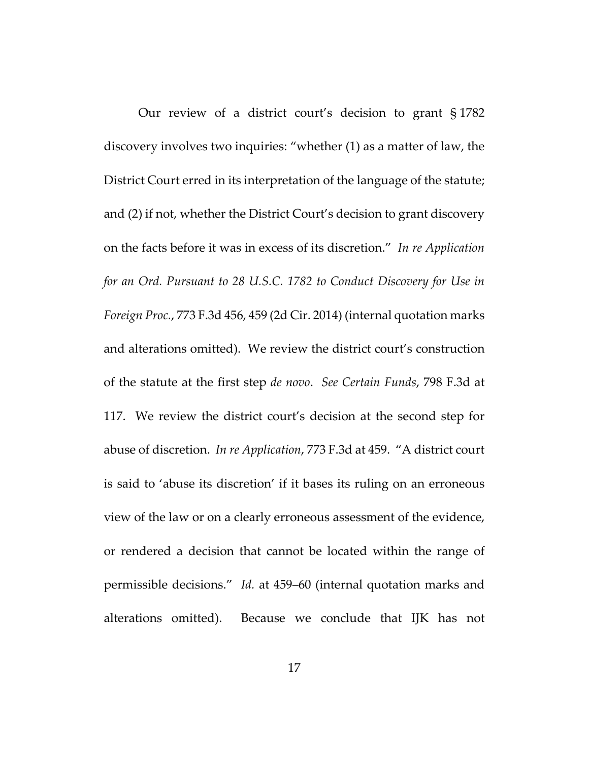Our review of a district court's decision to grant § 1782 discovery involves two inquiries: "whether (1) as a matter of law, the District Court erred in its interpretation of the language of the statute; and (2) if not, whether the District Court's decision to grant discovery on the facts before it was in excess of its discretion." *In re Application for an Ord. Pursuant to 28 U.S.C. 1782 to Conduct Discovery for Use in Foreign Proc.*, 773 F.3d 456, 459 (2d Cir. 2014) (internal quotation marks and alterations omitted). We review the district court's construction of the statute at the first step *de novo*. *See Certain Funds*, 798 F.3d at 117. We review the district court's decision at the second step for abuse of discretion. *In re Application*, 773 F.3d at 459. "A district court is said to 'abuse its discretion' if it bases its ruling on an erroneous view of the law or on a clearly erroneous assessment of the evidence, or rendered a decision that cannot be located within the range of permissible decisions." *Id.* at 459–60 (internal quotation marks and alterations omitted). Because we conclude that IJK has not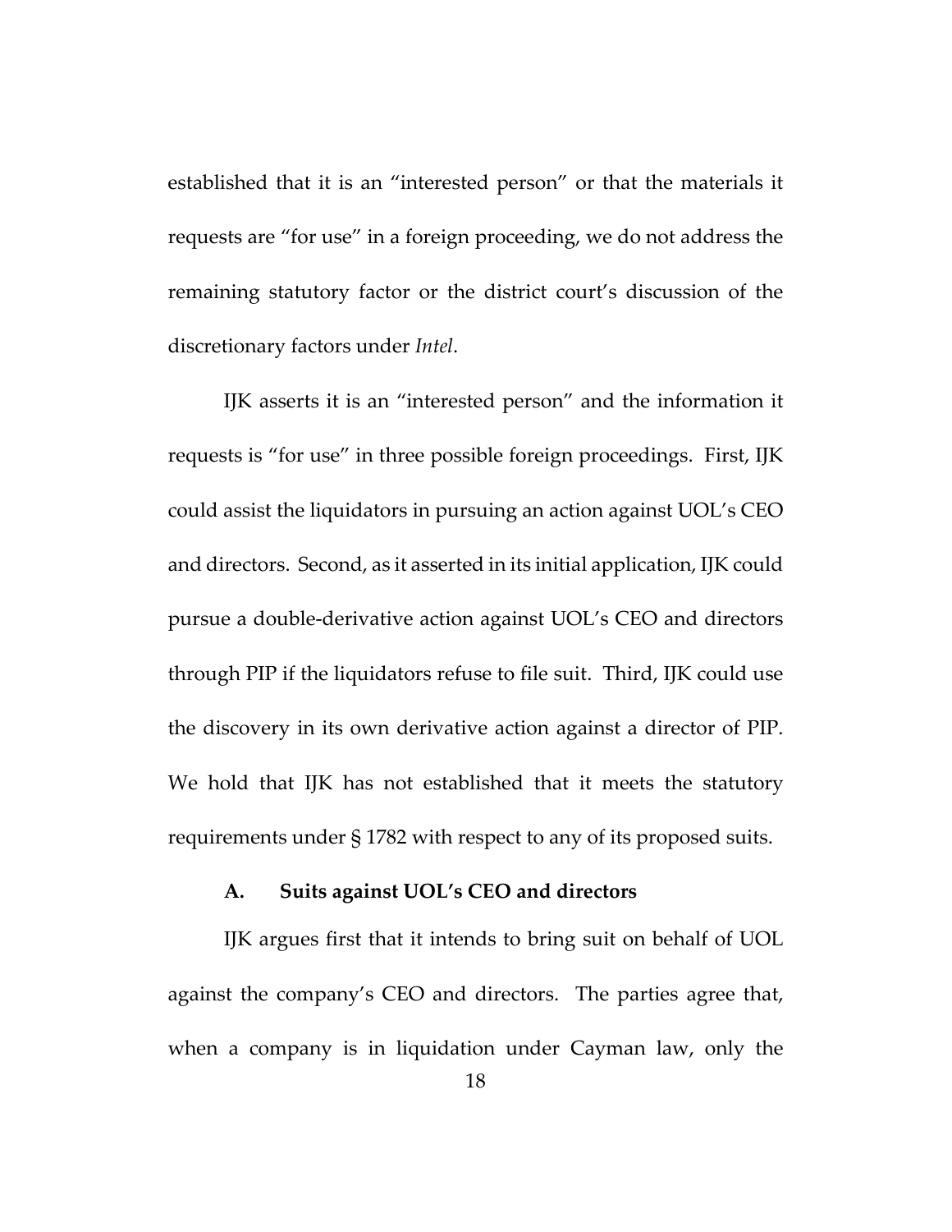established that it is an "interested person" or that the materials it requests are "for use" in a foreign proceeding, we do not address the remaining statutory factor or the district court's discussion of the discretionary factors under *Intel*.

IJK asserts it is an "interested person" and the information it requests is "for use" in three possible foreign proceedings. First, IJK could assist the liquidators in pursuing an action against UOL's CEO and directors. Second, as it asserted in its initial application, IJK could pursue a double-derivative action against UOL's CEO and directors through PIP if the liquidators refuse to file suit. Third, IJK could use the discovery in its own derivative action against a director of PIP. We hold that IJK has not established that it meets the statutory requirements under § 1782 with respect to any of its proposed suits.

### A. Suits against UOL's CEO and directors

IJK argues first that it intends to bring suit on behalf of UOL against the company's CEO and directors. The parties agree that, when a company is in liquidation under Cayman law, only the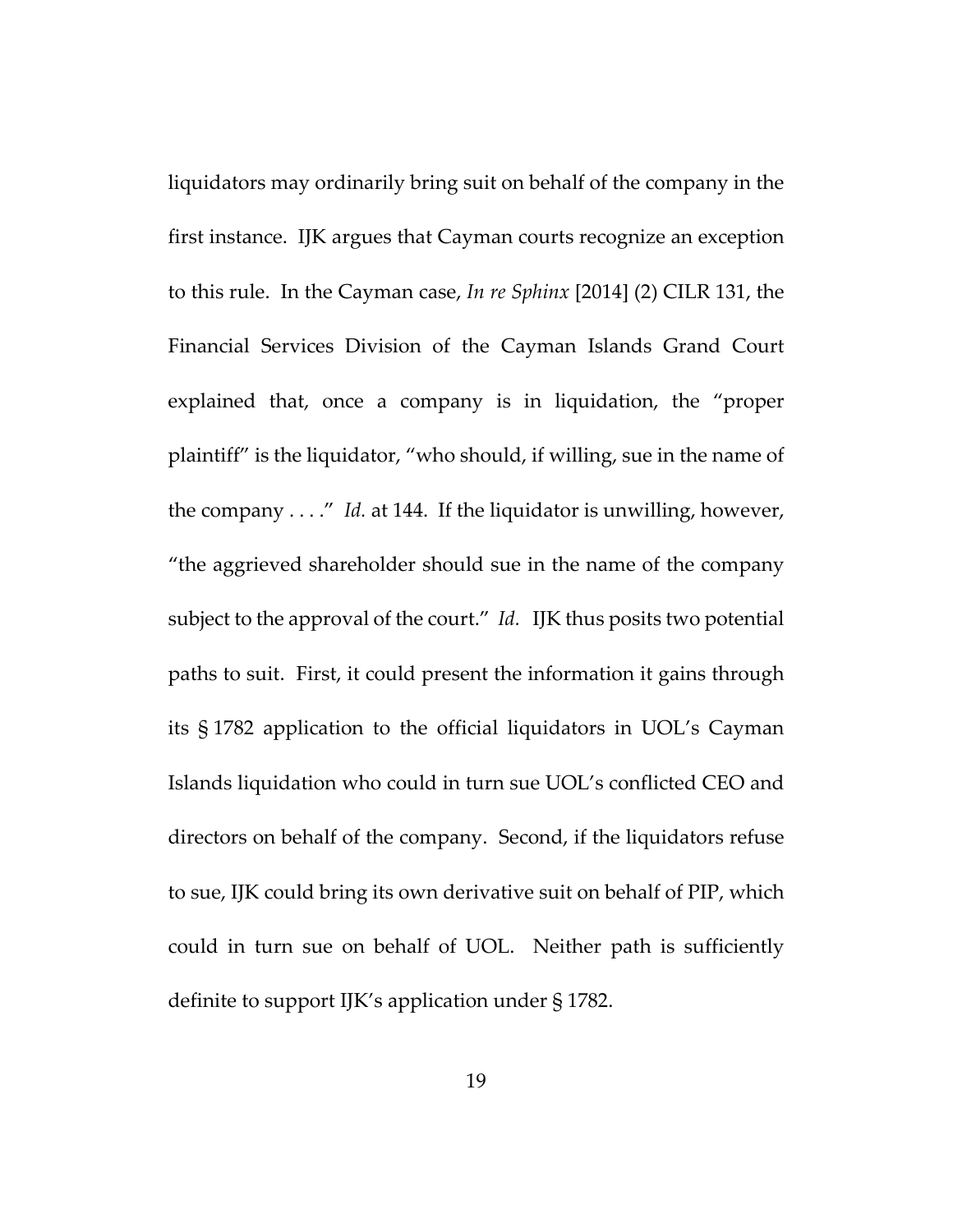liquidators may ordinarily bring suit on behalf of the company in the first instance. IJK argues that Cayman courts recognize an exception to this rule. In the Cayman case, *In re Sphinx* [2014] (2) CILR 131, the Financial Services Division of the Cayman Islands Grand Court explained that, once a company is in liquidation, the "proper plaintiff" is the liquidator, "who should, if willing, sue in the name of the company . . . ." *Id.* at 144. If the liquidator is unwilling, however, "the aggrieved shareholder should sue in the name of the company subject to the approval of the court." *Id.* IJK thus posits two potential paths to suit. First, it could present the information it gains through its § 1782 application to the official liquidators in UOL's Cayman Islands liquidation who could in turn sue UOL's conflicted CEO and directors on behalf of the company. Second, if the liquidators refuse to sue, IJK could bring its own derivative suit on behalf of PIP, which could in turn sue on behalf of UOL. Neither path is sufficiently definite to support IJK's application under § 1782.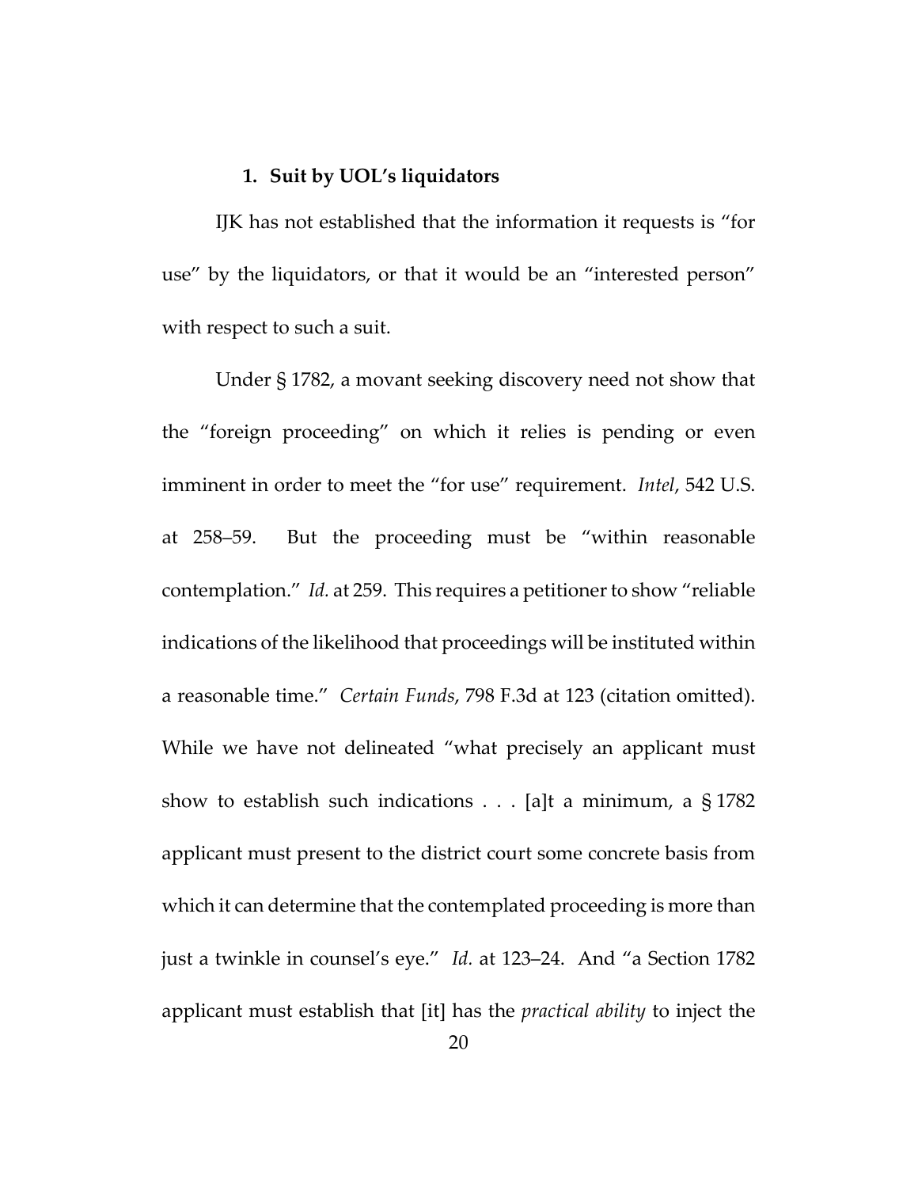### 1. Suit by UOL's liquidators

IJK has not established that the information it requests is "for use" by the liquidators, or that it would be an "interested person" with respect to such a suit.

Under § 1782, a movant seeking discovery need not show that the "foreign proceeding" on which it relies is pending or even imminent in order to meet the "for use" requirement. *Intel*, 542 U.S. at 258–59. But the proceeding must be "within reasonable contemplation." *Id.* at 259. This requires a petitioner to show "reliable indications of the likelihood that proceedings will be instituted within a reasonable time." *Certain Funds*, 798 F.3d at 123 (citation omitted). While we have not delineated "what precisely an applicant must show to establish such indications . . . [a]t a minimum, a § 1782 applicant must present to the district court some concrete basis from which it can determine that the contemplated proceeding is more than just a twinkle in counsel's eye." *Id.* at 123–24. And "a Section 1782 applicant must establish that [it] has the *practical ability* to inject the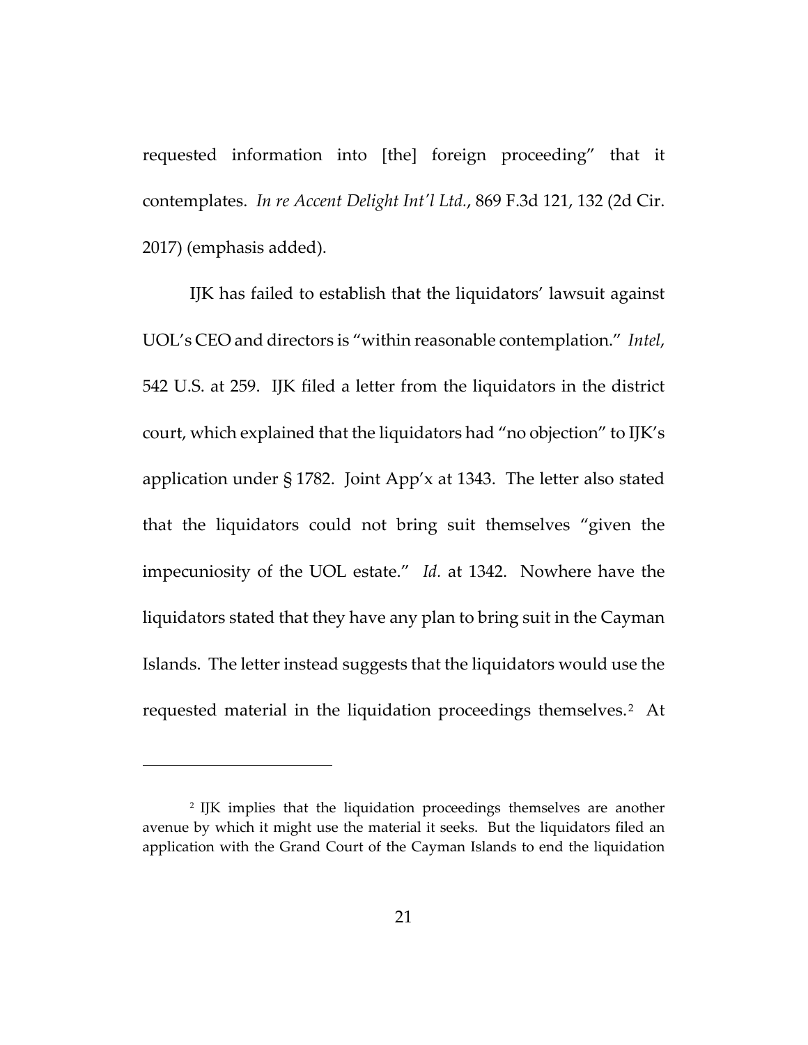requested information into [the] foreign proceeding" that it contemplates. *In re Accent Delight Int'l Ltd.*, 869 F.3d 121, 132 (2d Cir. 2017) (emphasis added).

IJK has failed to establish that the liquidators' lawsuit against UOL's CEO and directors is "within reasonable contemplation." *Intel*, 542 U.S. at 259. IJK filed a letter from the liquidators in the district court, which explained that the liquidators had "no objection" to IJK's application under § 1782. Joint App'x at 1343. The letter also stated that the liquidators could not bring suit themselves "given the impecuniosity of the UOL estate." *Id.* at 1342. Nowhere have the liquidators stated that they have any plan to bring suit in the Cayman Islands. The letter instead suggests that the liquidators would use the requested material in the liquidation proceedings themselves.[2] At

---

[2] IJK implies that the liquidation proceedings themselves are another avenue by which it might use the material it seeks. But the liquidators filed an application with the Grand Court of the Cayman Islands to end the liquidation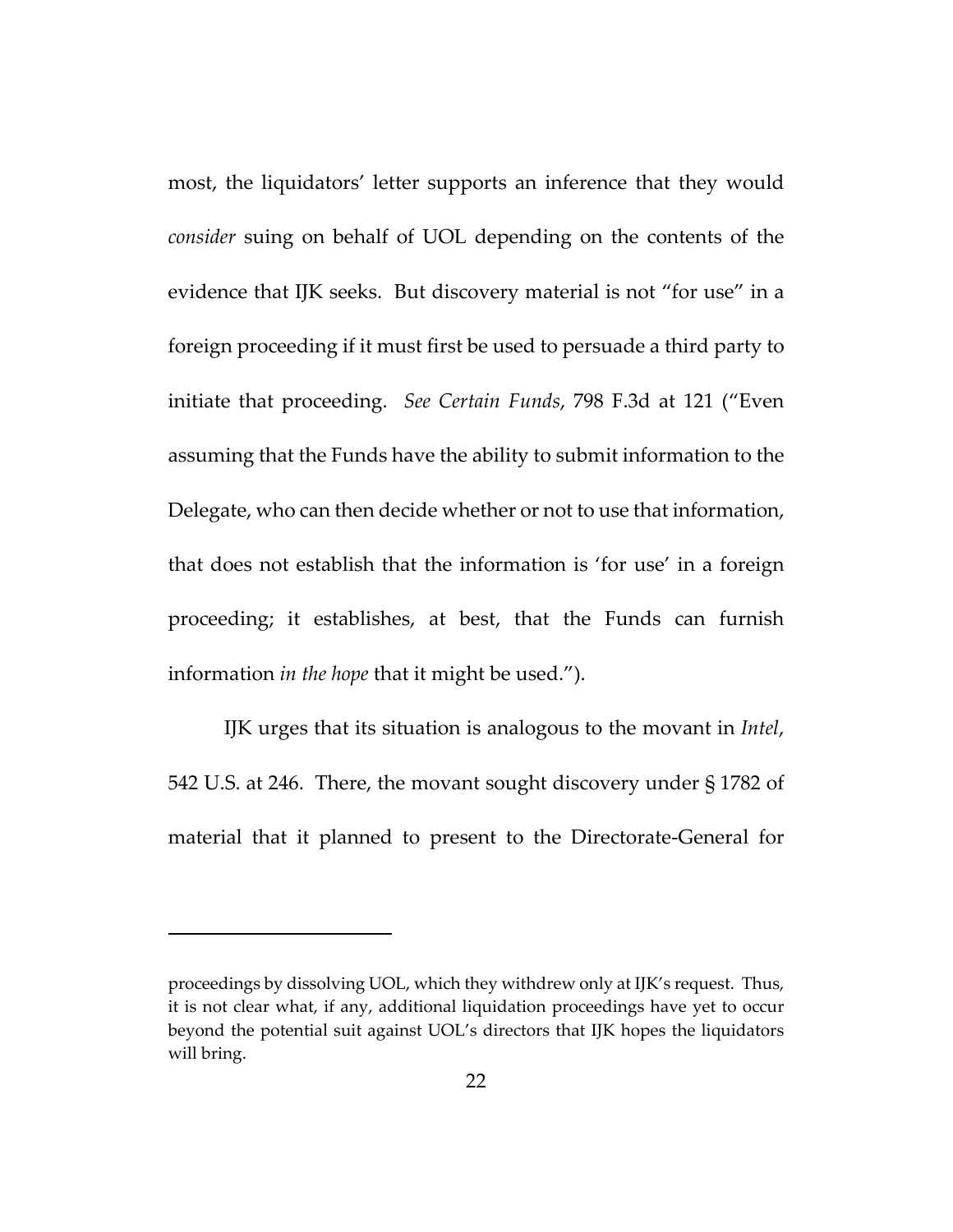most, the liquidators' letter supports an inference that they would *consider* suing on behalf of UOL depending on the contents of the evidence that IJK seeks. But discovery material is not "for use" in a foreign proceeding if it must first be used to persuade a third party to initiate that proceeding. *See Certain Funds*, 798 F.3d at 121 ("Even assuming that the Funds have the ability to submit information to the Delegate, who can then decide whether or not to use that information, that does not establish that the information is 'for use' in a foreign proceeding; it establishes, at best, that the Funds can furnish information *in the hope* that it might be used.").

IJK urges that its situation is analogous to the movant in *Intel*, 542 U.S. at 246. There, the movant sought discovery under § 1782 of material that it planned to present to the Directorate-General for

---

proceedings by dissolving UOL, which they withdrew only at IJK's request. Thus, it is not clear what, if any, additional liquidation proceedings have yet to occur beyond the potential suit against UOL's directors that IJK hopes the liquidators will bring.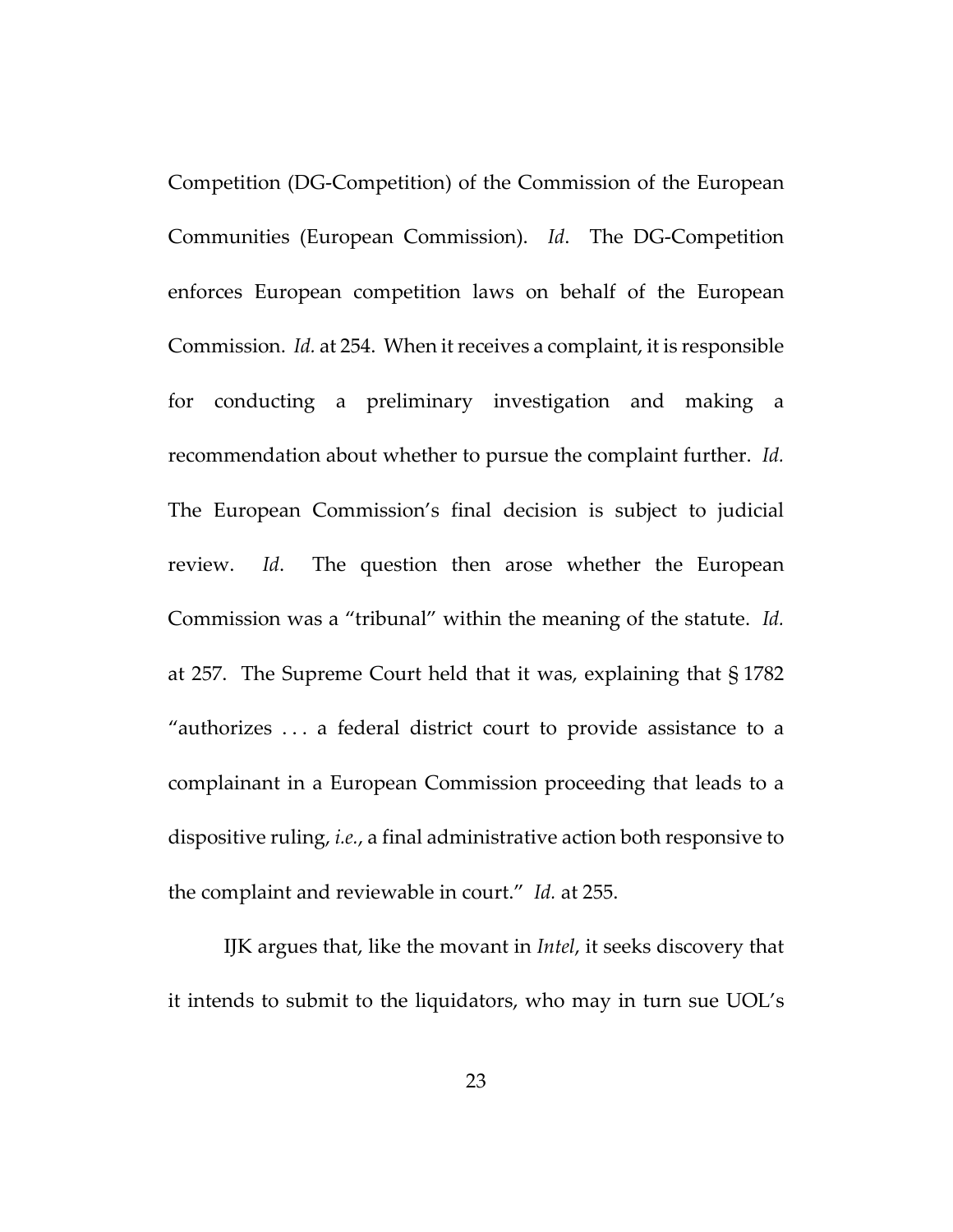Competition (DG-Competition) of the Commission of the European Communities (European Commission). *Id*. The DG-Competition enforces European competition laws on behalf of the European Commission. *Id.* at 254. When it receives a complaint, it is responsible for conducting a preliminary investigation and making a recommendation about whether to pursue the complaint further. *Id.* The European Commission's final decision is subject to judicial review. *Id*. The question then arose whether the European Commission was a "tribunal" within the meaning of the statute. *Id.* at 257. The Supreme Court held that it was, explaining that § 1782 "authorizes . . . a federal district court to provide assistance to a complainant in a European Commission proceeding that leads to a dispositive ruling, *i.e.*, a final administrative action both responsive to the complaint and reviewable in court." *Id.* at 255.

IJK argues that, like the movant in *Intel*, it seeks discovery that it intends to submit to the liquidators, who may in turn sue UOL's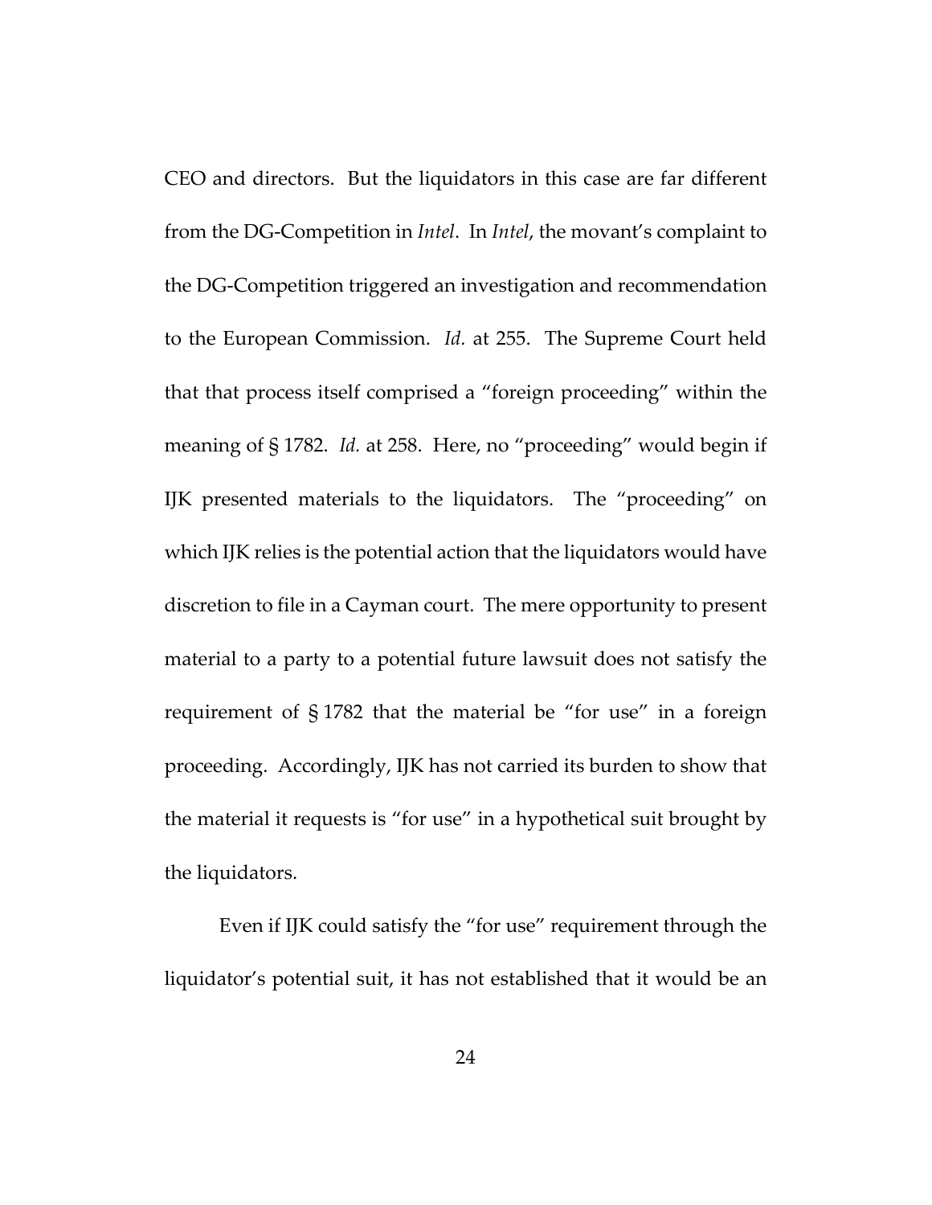CEO and directors. But the liquidators in this case are far different from the DG-Competition in *Intel*. In *Intel*, the movant's complaint to the DG-Competition triggered an investigation and recommendation to the European Commission. *Id.* at 255. The Supreme Court held that that process itself comprised a "foreign proceeding" within the meaning of § 1782. *Id.* at 258. Here, no "proceeding" would begin if IJK presented materials to the liquidators. The "proceeding" on which IJK relies is the potential action that the liquidators would have discretion to file in a Cayman court. The mere opportunity to present material to a party to a potential future lawsuit does not satisfy the requirement of § 1782 that the material be "for use" in a foreign proceeding. Accordingly, IJK has not carried its burden to show that the material it requests is "for use" in a hypothetical suit brought by the liquidators.

Even if IJK could satisfy the "for use" requirement through the liquidator's potential suit, it has not established that it would be an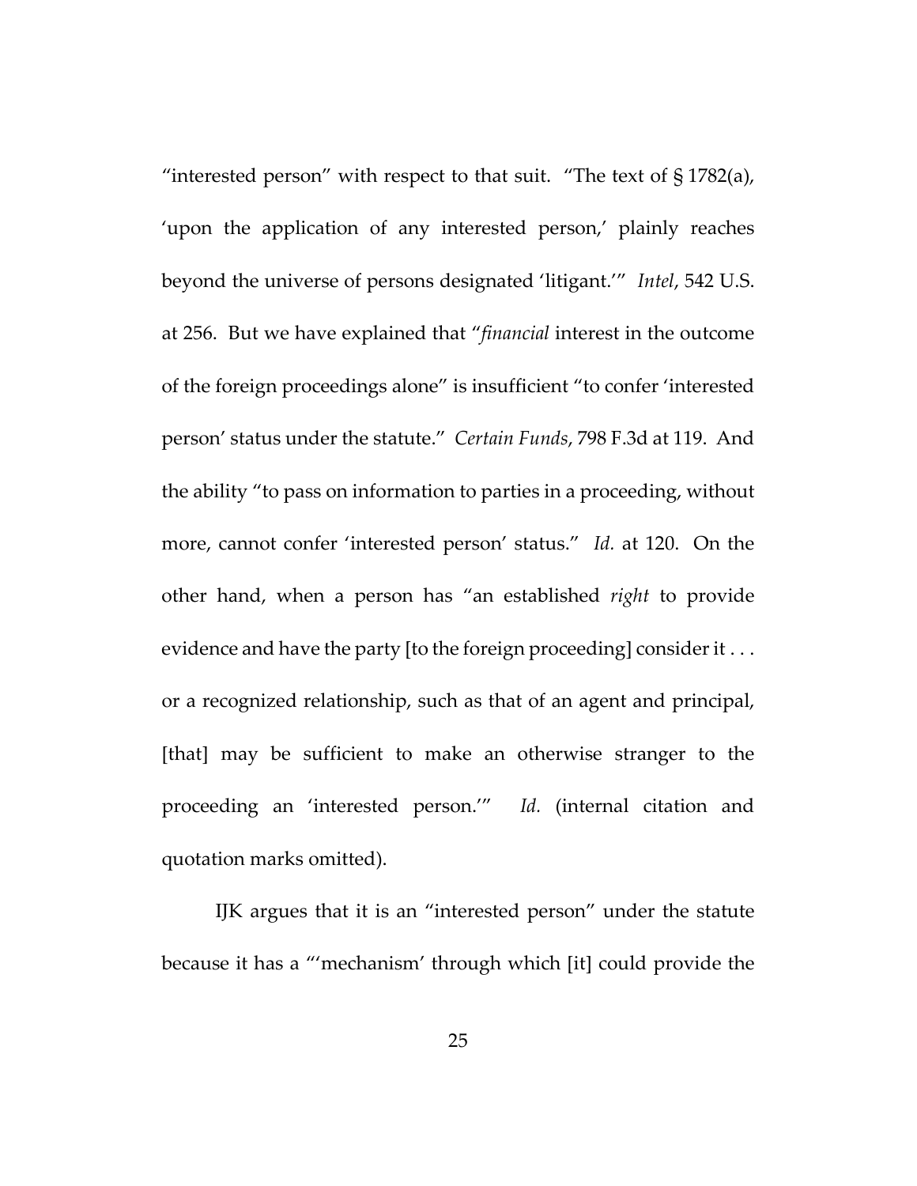"interested person" with respect to that suit. "The text of § 1782(a), 'upon the application of any interested person,' plainly reaches beyond the universe of persons designated 'litigant.'" *Intel*, 542 U.S. at 256. But we have explained that "*financial* interest in the outcome of the foreign proceedings alone" is insufficient "to confer 'interested person' status under the statute." *Certain Funds*, 798 F.3d at 119. And the ability "to pass on information to parties in a proceeding, without more, cannot confer 'interested person' status." *Id.* at 120. On the other hand, when a person has "an established *right* to provide evidence and have the party [to the foreign proceeding] consider it . . . or a recognized relationship, such as that of an agent and principal, [that] may be sufficient to make an otherwise stranger to the proceeding an 'interested person.'" *Id.* (internal citation and quotation marks omitted).

IJK argues that it is an "interested person" under the statute because it has a "'mechanism' through which [it] could provide the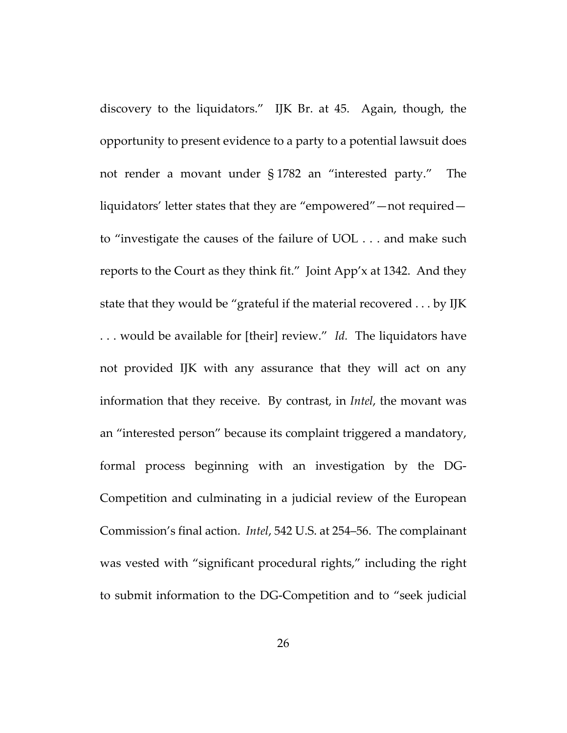discovery to the liquidators." IJK Br. at 45. Again, though, the opportunity to present evidence to a party to a potential lawsuit does not render a movant under § 1782 an "interested party." The liquidators' letter states that they are "empowered"—not required—to "investigate the causes of the failure of UOL . . . and make such reports to the Court as they think fit." Joint App'x at 1342. And they state that they would be "grateful if the material recovered . . . by IJK . . . would be available for [their] review." *Id.* The liquidators have not provided IJK with any assurance that they will act on any information that they receive. By contrast, in *Intel*, the movant was an "interested person" because its complaint triggered a mandatory, formal process beginning with an investigation by the DG-Competition and culminating in a judicial review of the European Commission's final action. *Intel*, 542 U.S. at 254–56. The complainant was vested with "significant procedural rights," including the right to submit information to the DG-Competition and to "seek judicial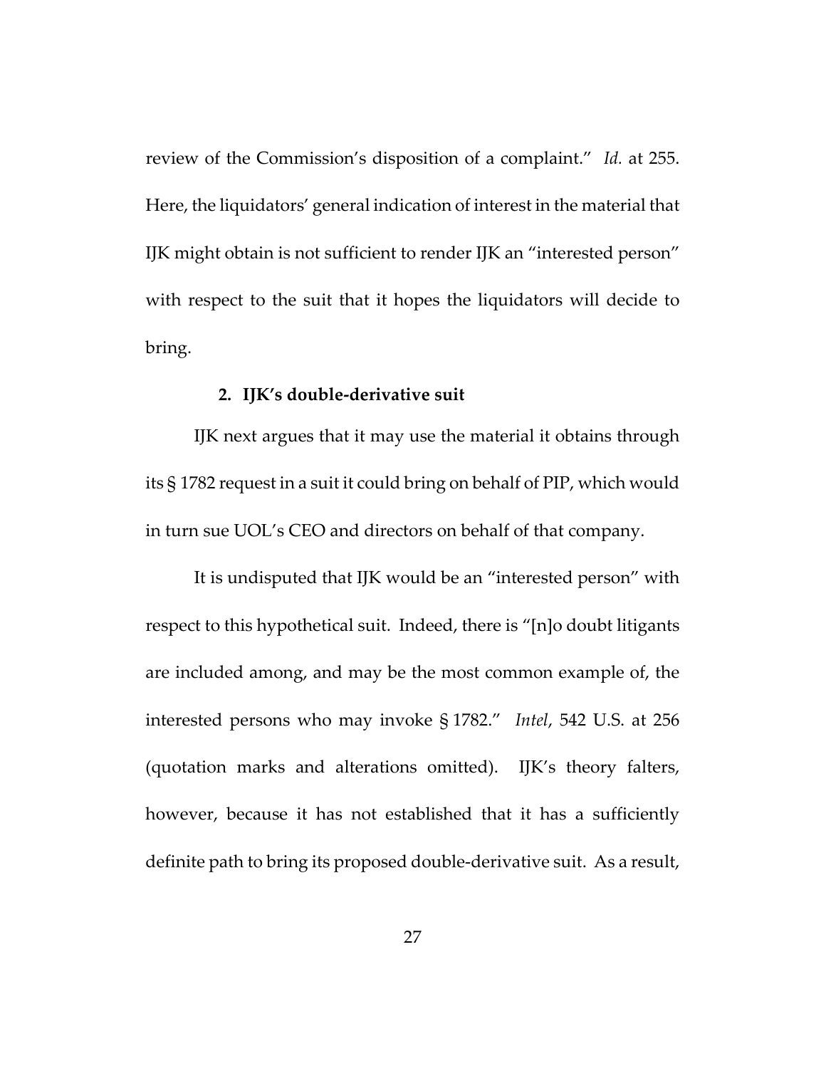review of the Commission's disposition of a complaint." *Id.* at 255. Here, the liquidators' general indication of interest in the material that IJK might obtain is not sufficient to render IJK an "interested person" with respect to the suit that it hopes the liquidators will decide to bring.

### 2. IJK's double-derivative suit

IJK next argues that it may use the material it obtains through its § 1782 request in a suit it could bring on behalf of PIP, which would in turn sue UOL's CEO and directors on behalf of that company.

It is undisputed that IJK would be an "interested person" with respect to this hypothetical suit. Indeed, there is "[n]o doubt litigants are included among, and may be the most common example of, the interested persons who may invoke § 1782." *Intel*, 542 U.S. at 256 (quotation marks and alterations omitted). IJK's theory falters, however, because it has not established that it has a sufficiently definite path to bring its proposed double-derivative suit. As a result,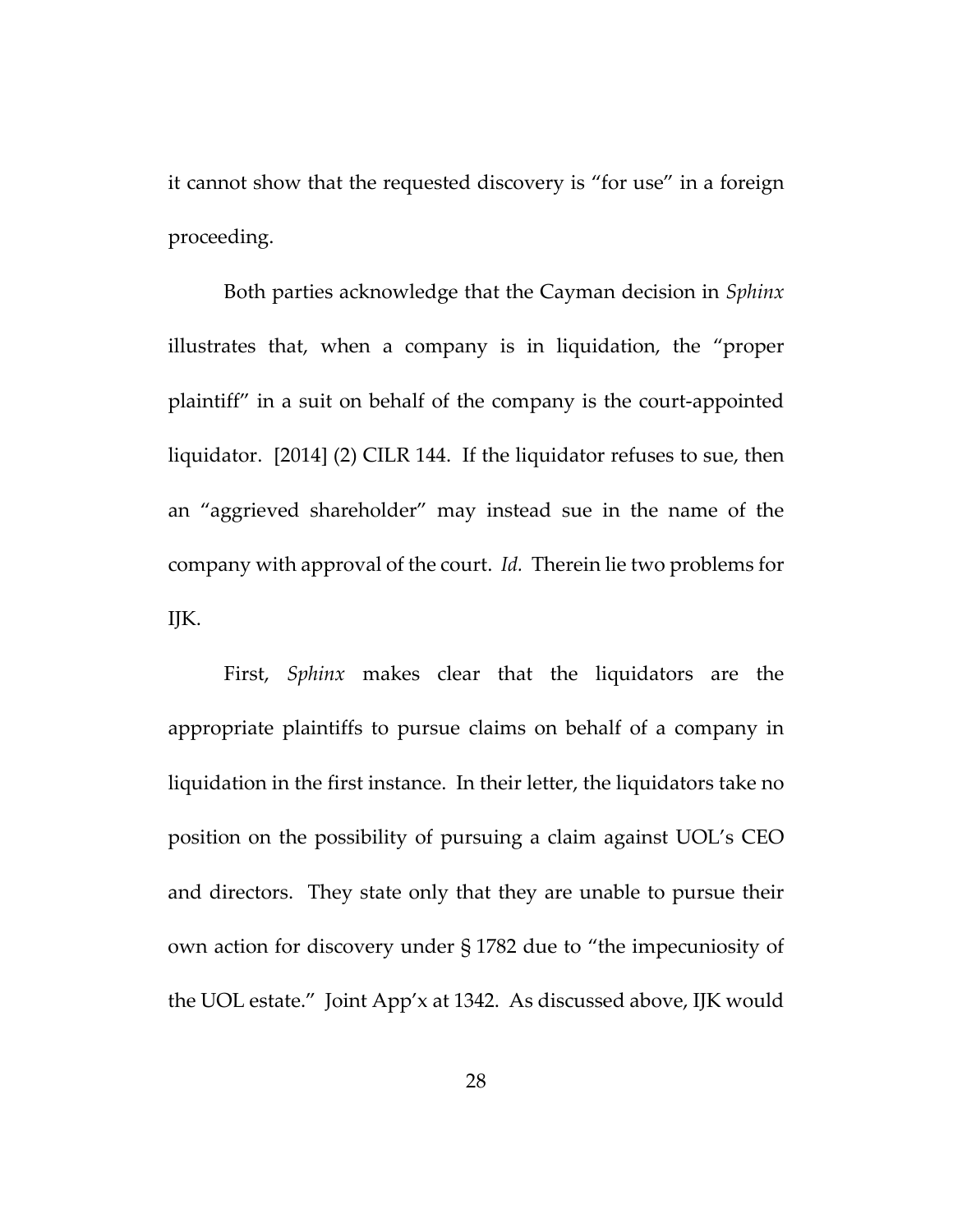it cannot show that the requested discovery is "for use" in a foreign proceeding.

Both parties acknowledge that the Cayman decision in *Sphinx* illustrates that, when a company is in liquidation, the "proper plaintiff" in a suit on behalf of the company is the court-appointed liquidator. [2014] (2) CILR 144. If the liquidator refuses to sue, then an "aggrieved shareholder" may instead sue in the name of the company with approval of the court. *Id.* Therein lie two problems for IJK.

First, *Sphinx* makes clear that the liquidators are the appropriate plaintiffs to pursue claims on behalf of a company in liquidation in the first instance. In their letter, the liquidators take no position on the possibility of pursuing a claim against UOL's CEO and directors. They state only that they are unable to pursue their own action for discovery under § 1782 due to "the impecuniosity of the UOL estate." Joint App'x at 1342. As discussed above, IJK would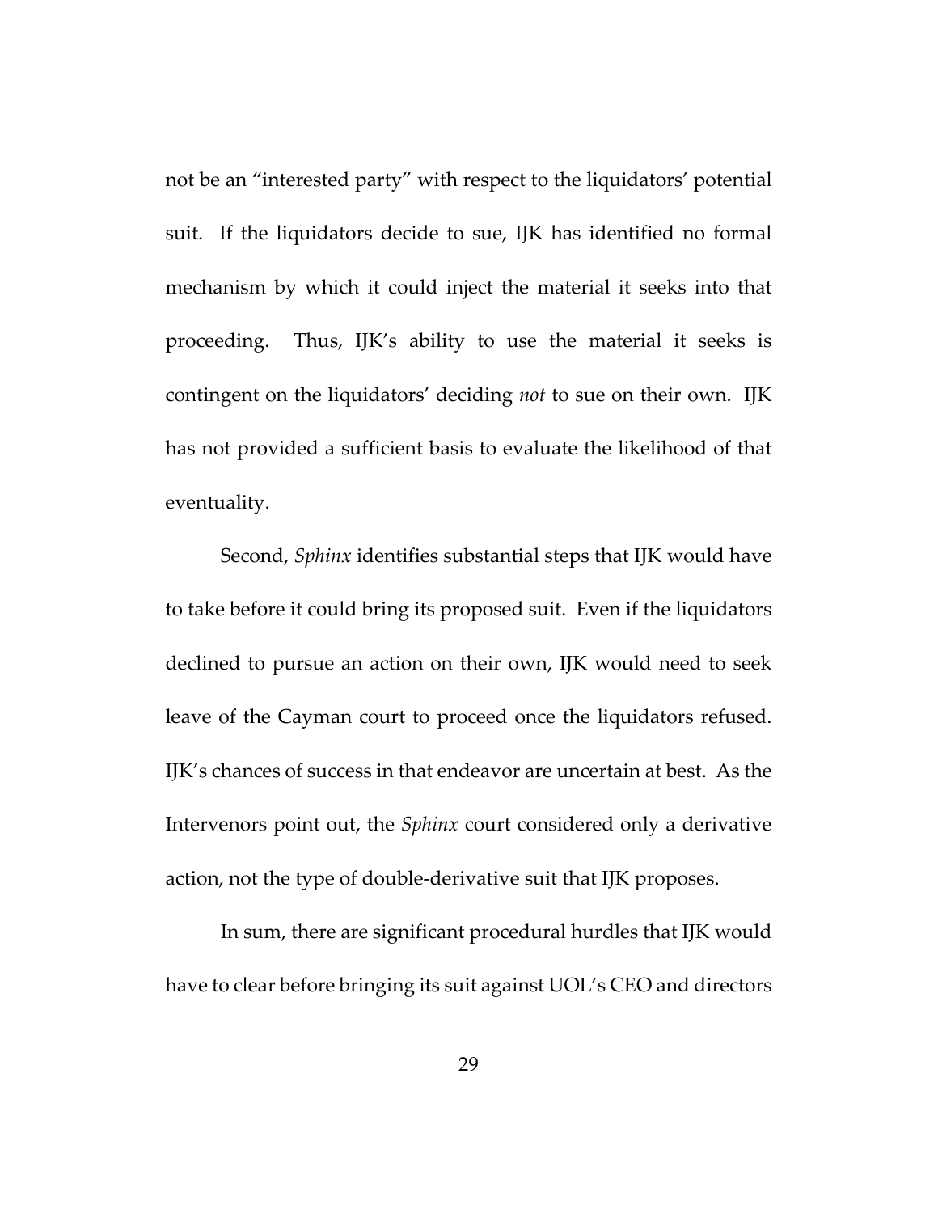not be an "interested party" with respect to the liquidators' potential suit. If the liquidators decide to sue, IJK has identified no formal mechanism by which it could inject the material it seeks into that proceeding. Thus, IJK's ability to use the material it seeks is contingent on the liquidators' deciding *not* to sue on their own. IJK has not provided a sufficient basis to evaluate the likelihood of that eventuality.

Second, *Sphinx* identifies substantial steps that IJK would have to take before it could bring its proposed suit. Even if the liquidators declined to pursue an action on their own, IJK would need to seek leave of the Cayman court to proceed once the liquidators refused. IJK's chances of success in that endeavor are uncertain at best. As the Intervenors point out, the *Sphinx* court considered only a derivative action, not the type of double-derivative suit that IJK proposes.

In sum, there are significant procedural hurdles that IJK would have to clear before bringing its suit against UOL's CEO and directors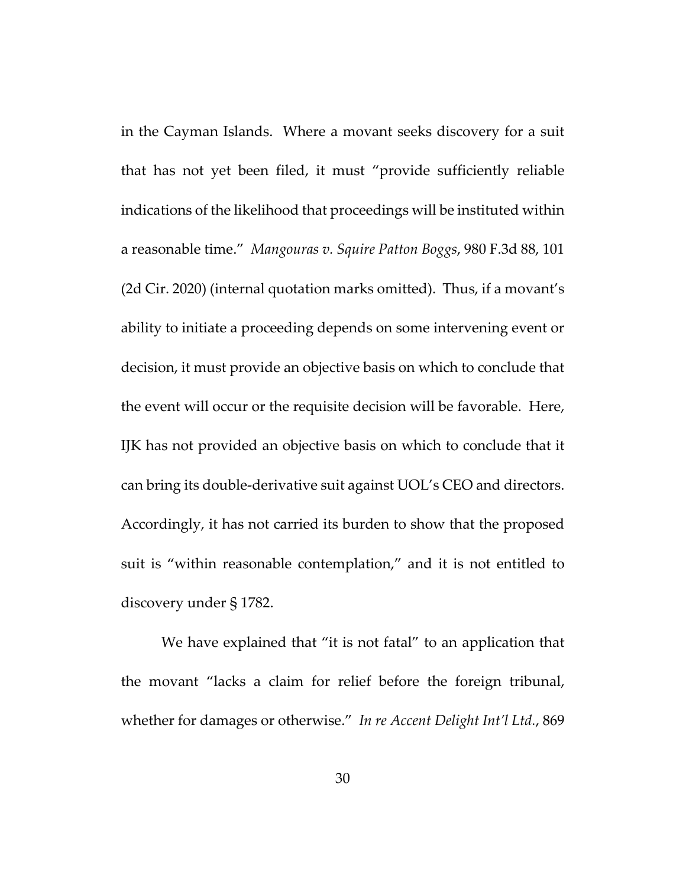in the Cayman Islands. Where a movant seeks discovery for a suit that has not yet been filed, it must "provide sufficiently reliable indications of the likelihood that proceedings will be instituted within a reasonable time." *Mangouras v. Squire Patton Boggs*, 980 F.3d 88, 101 (2d Cir. 2020) (internal quotation marks omitted). Thus, if a movant's ability to initiate a proceeding depends on some intervening event or decision, it must provide an objective basis on which to conclude that the event will occur or the requisite decision will be favorable. Here, IJK has not provided an objective basis on which to conclude that it can bring its double-derivative suit against UOL's CEO and directors. Accordingly, it has not carried its burden to show that the proposed suit is "within reasonable contemplation," and it is not entitled to discovery under § 1782.

We have explained that "it is not fatal" to an application that the movant "lacks a claim for relief before the foreign tribunal, whether for damages or otherwise." *In re Accent Delight Int'l Ltd.*, 869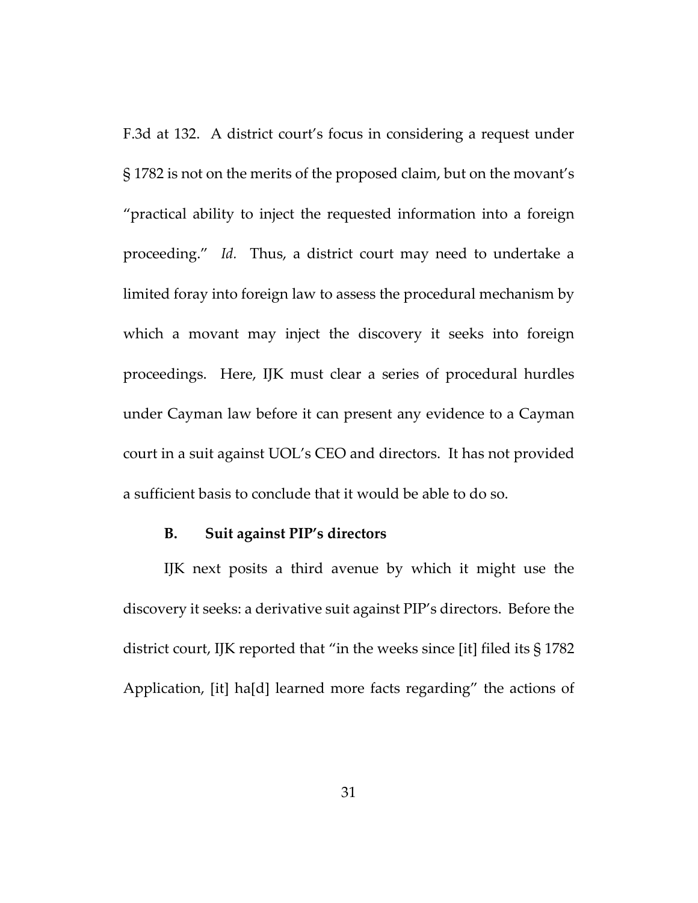F.3d at 132. A district court's focus in considering a request under § 1782 is not on the merits of the proposed claim, but on the movant's "practical ability to inject the requested information into a foreign proceeding." *Id.* Thus, a district court may need to undertake a limited foray into foreign law to assess the procedural mechanism by which a movant may inject the discovery it seeks into foreign proceedings. Here, IJK must clear a series of procedural hurdles under Cayman law before it can present any evidence to a Cayman court in a suit against UOL's CEO and directors. It has not provided a sufficient basis to conclude that it would be able to do so.

**B. Suit against PIP's directors**

IJK next posits a third avenue by which it might use the discovery it seeks: a derivative suit against PIP's directors. Before the district court, IJK reported that "in the weeks since [it] filed its § 1782 Application, [it] ha[d] learned more facts regarding" the actions of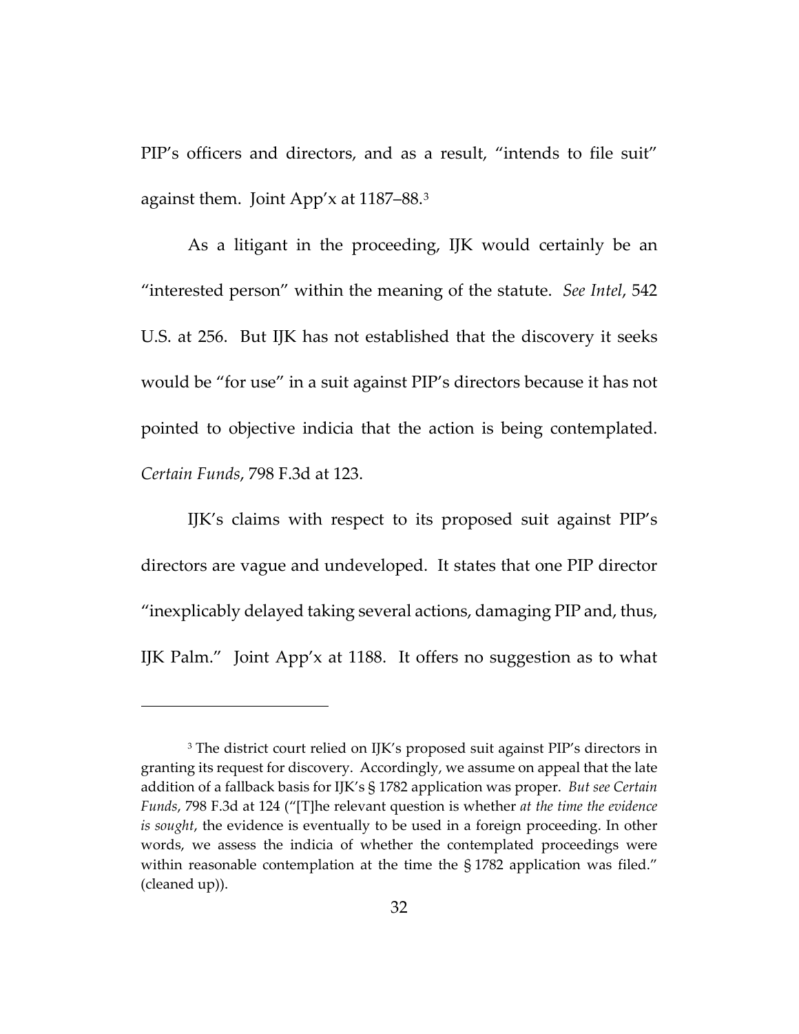PIP's officers and directors, and as a result, "intends to file suit" against them. Joint App'x at 1187–88.[3]

As a litigant in the proceeding, IJK would certainly be an "interested person" within the meaning of the statute. *See Intel*, 542 U.S. at 256. But IJK has not established that the discovery it seeks would be "for use" in a suit against PIP's directors because it has not pointed to objective indicia that the action is being contemplated. *Certain Funds*, 798 F.3d at 123.

IJK's claims with respect to its proposed suit against PIP's directors are vague and undeveloped. It states that one PIP director "inexplicably delayed taking several actions, damaging PIP and, thus, IJK Palm." Joint App'x at 1188. It offers no suggestion as to what

---

[3] The district court relied on IJK's proposed suit against PIP's directors in granting its request for discovery. Accordingly, we assume on appeal that the late addition of a fallback basis for IJK's § 1782 application was proper. *But see Certain Funds*, 798 F.3d at 124 ("[T]he relevant question is whether *at the time the evidence is sought*, the evidence is eventually to be used in a foreign proceeding. In other words, we assess the indicia of whether the contemplated proceedings were within reasonable contemplation at the time the § 1782 application was filed." (cleaned up)).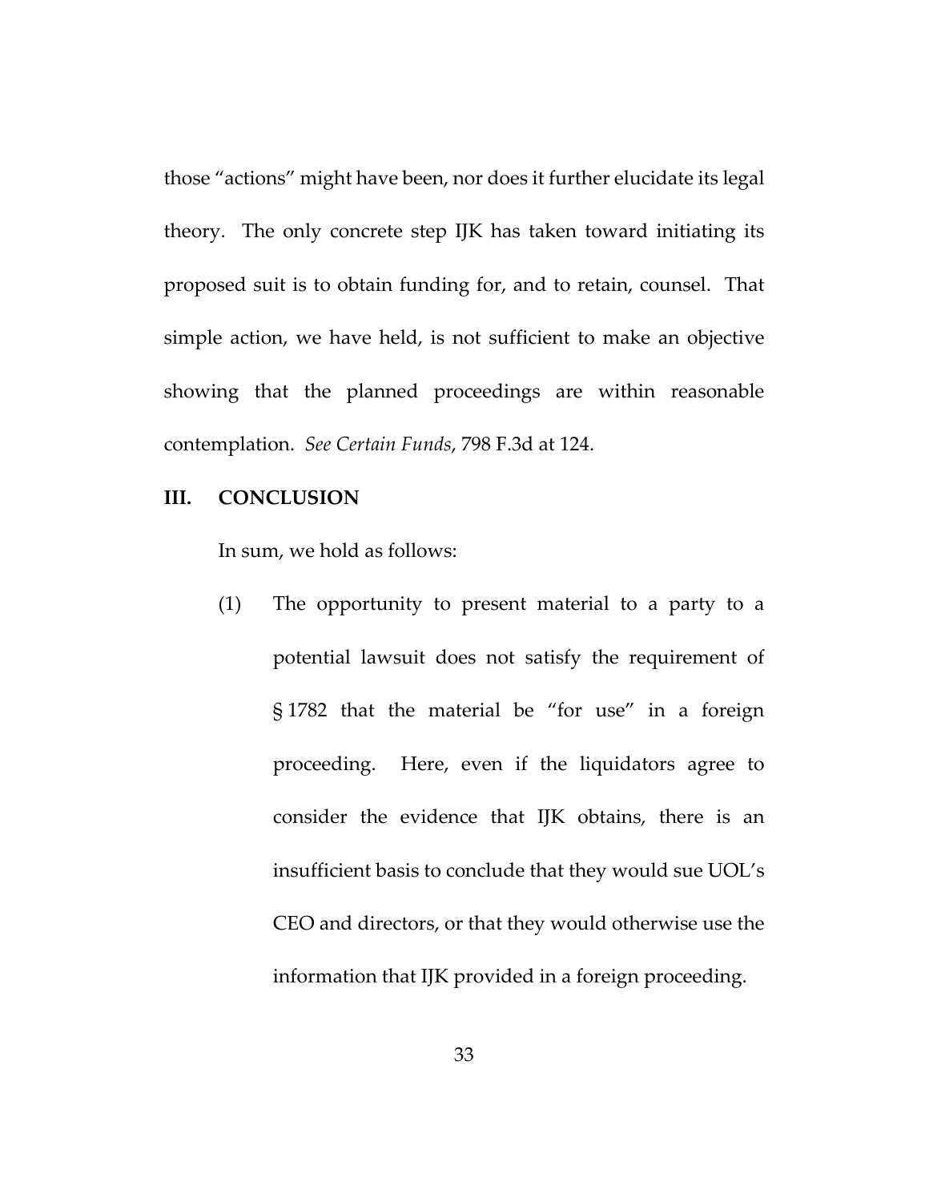those "actions" might have been, nor does it further elucidate its legal theory. The only concrete step IJK has taken toward initiating its proposed suit is to obtain funding for, and to retain, counsel. That simple action, we have held, is not sufficient to make an objective showing that the planned proceedings are within reasonable contemplation. *See Certain Funds*, 798 F.3d at 124.

## III. CONCLUSION

In sum, we hold as follows:

(1) The opportunity to present material to a party to a potential lawsuit does not satisfy the requirement of § 1782 that the material be "for use" in a foreign proceeding. Here, even if the liquidators agree to consider the evidence that IJK obtains, there is an insufficient basis to conclude that they would sue UOL's CEO and directors, or that they would otherwise use the information that IJK provided in a foreign proceeding.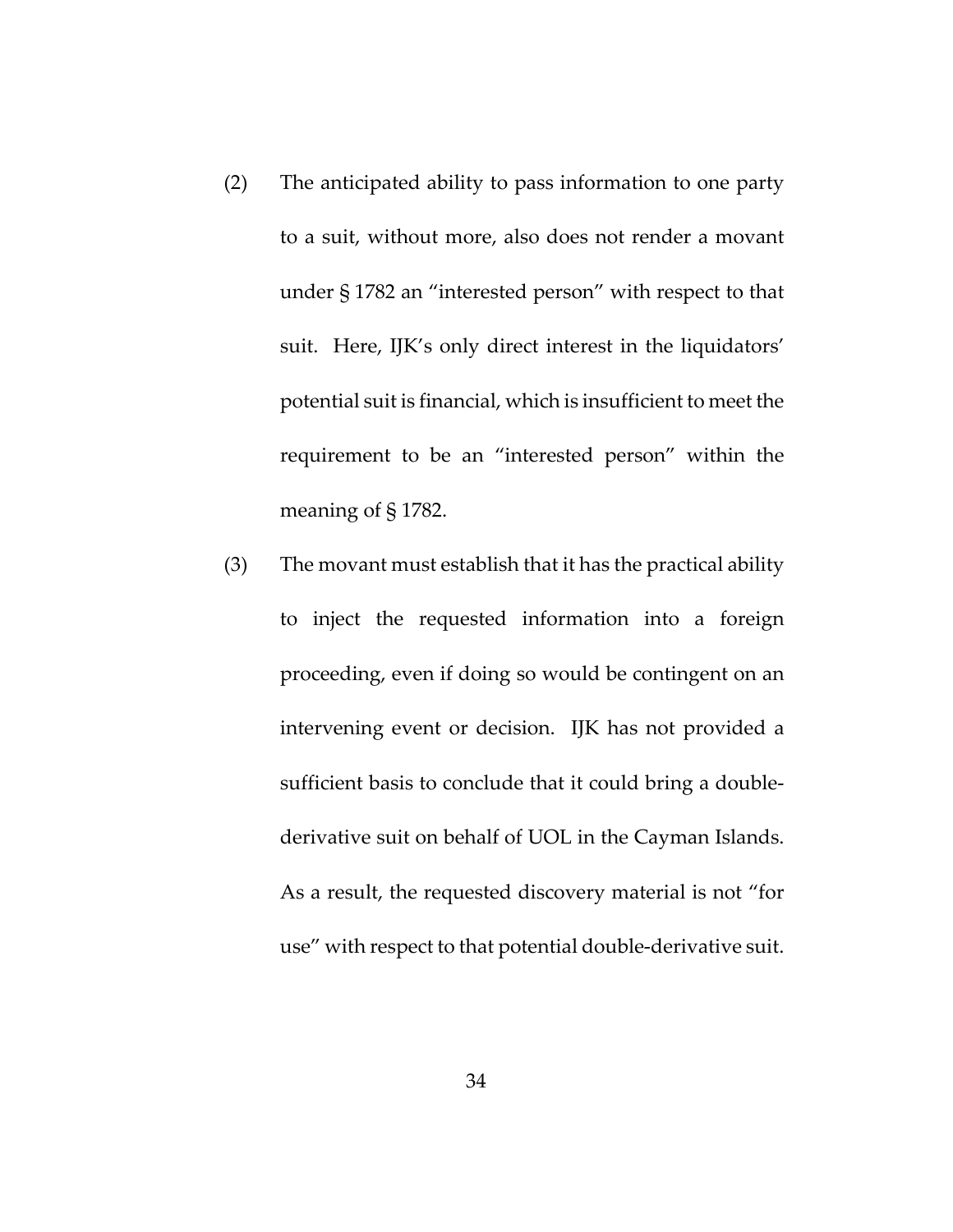(2) The anticipated ability to pass information to one party to a suit, without more, also does not render a movant under § 1782 an "interested person" with respect to that suit. Here, IJK's only direct interest in the liquidators' potential suit is financial, which is insufficient to meet the requirement to be an "interested person" within the meaning of § 1782.

(3) The movant must establish that it has the practical ability to inject the requested information into a foreign proceeding, even if doing so would be contingent on an intervening event or decision. IJK has not provided a sufficient basis to conclude that it could bring a double-derivative suit on behalf of UOL in the Cayman Islands. As a result, the requested discovery material is not "for use" with respect to that potential double-derivative suit.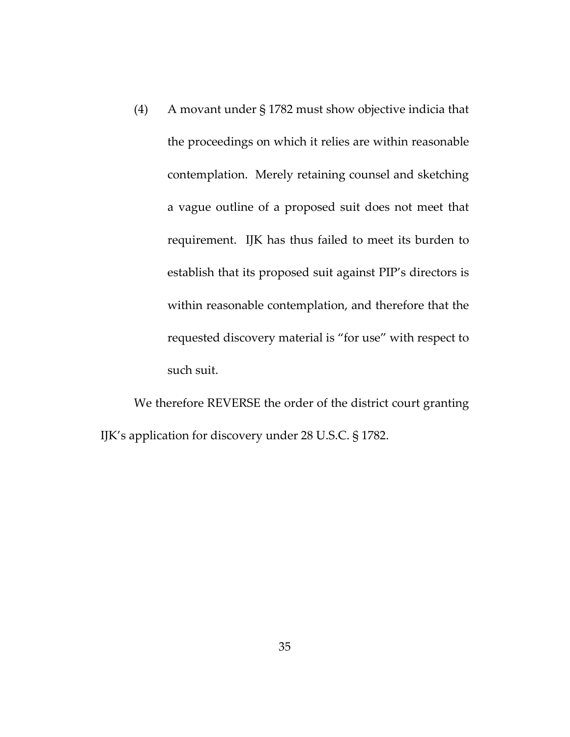(4) A movant under § 1782 must show objective indicia that the proceedings on which it relies are within reasonable contemplation. Merely retaining counsel and sketching a vague outline of a proposed suit does not meet that requirement. IJK has thus failed to meet its burden to establish that its proposed suit against PIP's directors is within reasonable contemplation, and therefore that the requested discovery material is "for use" with respect to such suit.

We therefore REVERSE the order of the district court granting IJK's application for discovery under 28 U.S.C. § 1782.